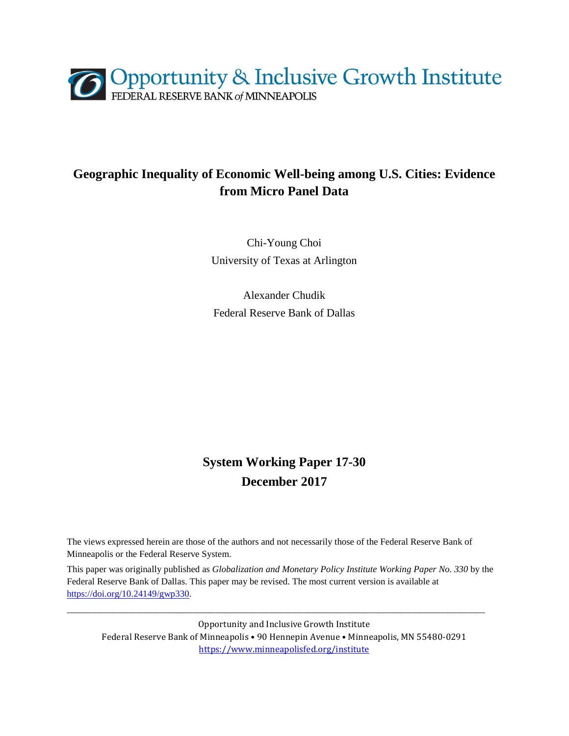Opportunity & Inclusive Growth Institute
FEDERAL RESERVE BANK *of* MINNEAPOLIS

# Geographic Inequality of Economic Well-being among U.S. Cities: Evidence from Micro Panel Data

Chi-Young Choi
University of Texas at Arlington

Alexander Chudik
Federal Reserve Bank of Dallas

**System Working Paper 17-30**
**December 2017**

The views expressed herein are those of the authors and not necessarily those of the Federal Reserve Bank of Minneapolis or the Federal Reserve System.

This paper was originally published as *Globalization and Monetary Policy Institute Working Paper No. 330* by the Federal Reserve Bank of Dallas. This paper may be revised. The most current version is available at https://doi.org/10.24149/gwp330.

---

Opportunity and Inclusive Growth Institute
Federal Reserve Bank of Minneapolis • 90 Hennepin Avenue • Minneapolis, MN 55480-0291
https://www.minneapolisfed.org/institute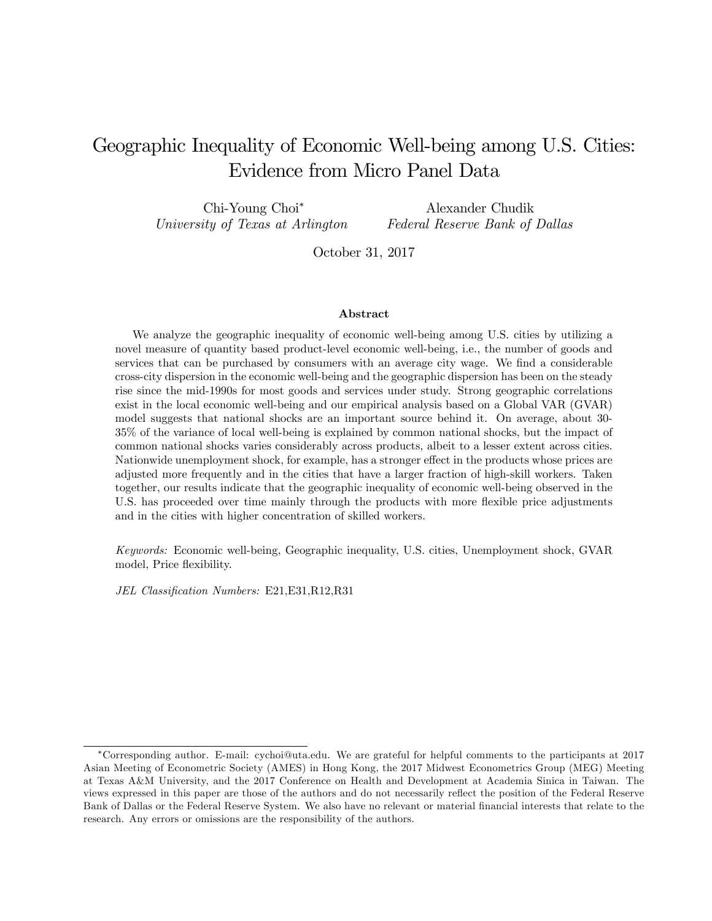# Geographic Inequality of Economic Well-being among U.S. Cities: Evidence from Micro Panel Data

Chi-Young Choi[*]
*University of Texas at Arlington*

Alexander Chudik
*Federal Reserve Bank of Dallas*

October 31, 2017

## Abstract

We analyze the geographic inequality of economic well-being among U.S. cities by utilizing a novel measure of quantity based product-level economic well-being, i.e., the number of goods and services that can be purchased by consumers with an average city wage. We find a considerable cross-city dispersion in the economic well-being and the geographic dispersion has been on the steady rise since the mid-1990s for most goods and services under study. Strong geographic correlations exist in the local economic well-being and our empirical analysis based on a Global VAR (GVAR) model suggests that national shocks are an important source behind it. On average, about 30-35% of the variance of local well-being is explained by common national shocks, but the impact of common national shocks varies considerably across products, albeit to a lesser extent across cities. Nationwide unemployment shock, for example, has a stronger effect in the products whose prices are adjusted more frequently and in the cities that have a larger fraction of high-skill workers. Taken together, our results indicate that the geographic inequality of economic well-being observed in the U.S. has proceeded over time mainly through the products with more flexible price adjustments and in the cities with higher concentration of skilled workers.

*Keywords:* Economic well-being, Geographic inequality, U.S. cities, Unemployment shock, GVAR model, Price flexibility.

*JEL Classification Numbers:* E21,E31,R12,R31

---

[*]Corresponding author. E-mail: cychoi@uta.edu. We are grateful for helpful comments to the participants at 2017 Asian Meeting of Econometric Society (AMES) in Hong Kong, the 2017 Midwest Econometrics Group (MEG) Meeting at Texas A&M University, and the 2017 Conference on Health and Development at Academia Sinica in Taiwan. The views expressed in this paper are those of the authors and do not necessarily reflect the position of the Federal Reserve Bank of Dallas or the Federal Reserve System. We also have no relevant or material financial interests that relate to the research. Any errors or omissions are the responsibility of the authors.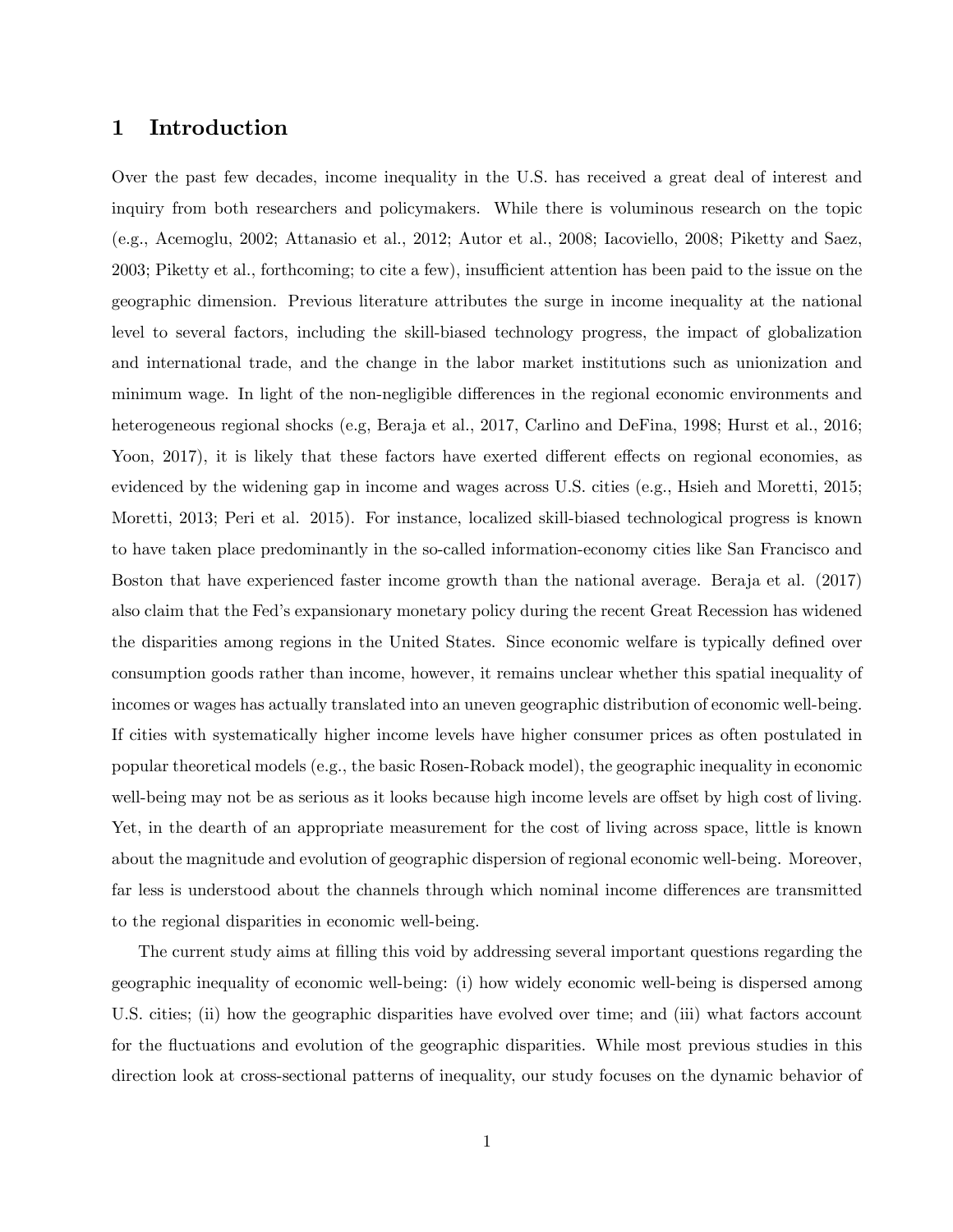# 1 Introduction

Over the past few decades, income inequality in the U.S. has received a great deal of interest and inquiry from both researchers and policymakers. While there is voluminous research on the topic (e.g., Acemoglu, 2002; Attanasio et al., 2012; Autor et al., 2008; Iacoviello, 2008; Piketty and Saez, 2003; Piketty et al., forthcoming; to cite a few), insufficient attention has been paid to the issue on the geographic dimension. Previous literature attributes the surge in income inequality at the national level to several factors, including the skill-biased technology progress, the impact of globalization and international trade, and the change in the labor market institutions such as unionization and minimum wage. In light of the non-negligible differences in the regional economic environments and heterogeneous regional shocks (e.g, Beraja et al., 2017, Carlino and DeFina, 1998; Hurst et al., 2016; Yoon, 2017), it is likely that these factors have exerted different effects on regional economies, as evidenced by the widening gap in income and wages across U.S. cities (e.g., Hsieh and Moretti, 2015; Moretti, 2013; Peri et al. 2015). For instance, localized skill-biased technological progress is known to have taken place predominantly in the so-called information-economy cities like San Francisco and Boston that have experienced faster income growth than the national average. Beraja et al. (2017) also claim that the Fed's expansionary monetary policy during the recent Great Recession has widened the disparities among regions in the United States. Since economic welfare is typically defined over consumption goods rather than income, however, it remains unclear whether this spatial inequality of incomes or wages has actually translated into an uneven geographic distribution of economic well-being. If cities with systematically higher income levels have higher consumer prices as often postulated in popular theoretical models (e.g., the basic Rosen-Roback model), the geographic inequality in economic well-being may not be as serious as it looks because high income levels are offset by high cost of living. Yet, in the dearth of an appropriate measurement for the cost of living across space, little is known about the magnitude and evolution of geographic dispersion of regional economic well-being. Moreover, far less is understood about the channels through which nominal income differences are transmitted to the regional disparities in economic well-being.

The current study aims at filling this void by addressing several important questions regarding the geographic inequality of economic well-being: (i) how widely economic well-being is dispersed among U.S. cities; (ii) how the geographic disparities have evolved over time; and (iii) what factors account for the fluctuations and evolution of the geographic disparities. While most previous studies in this direction look at cross-sectional patterns of inequality, our study focuses on the dynamic behavior of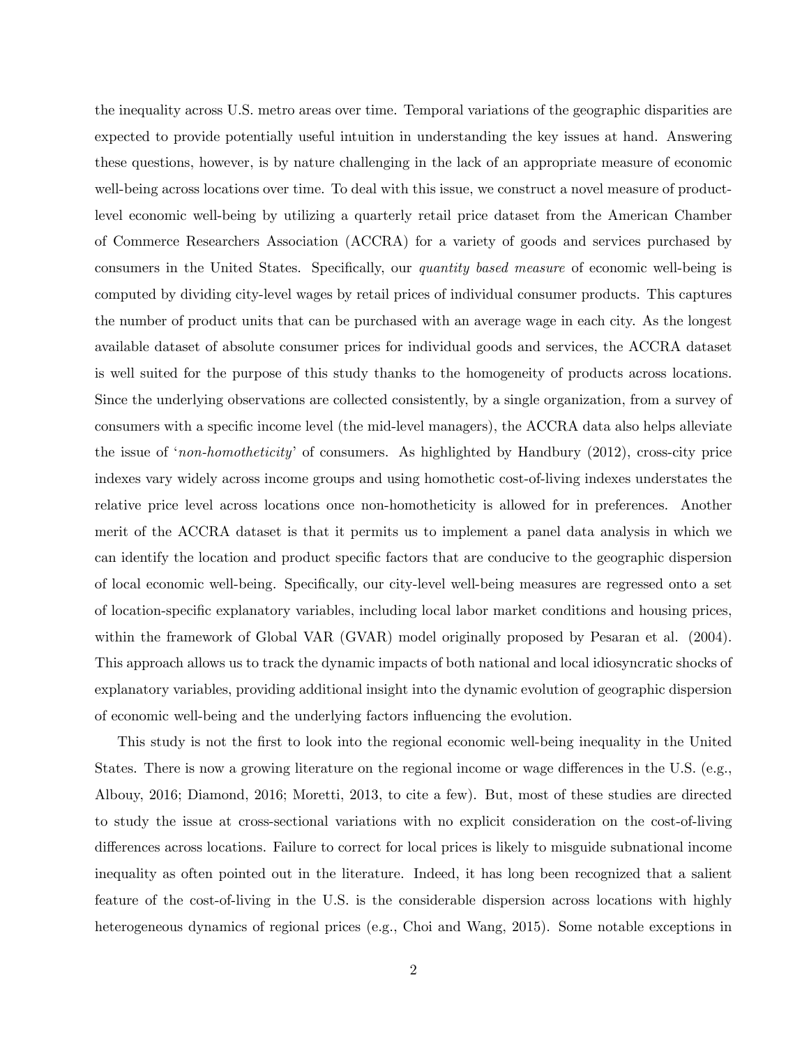the inequality across U.S. metro areas over time. Temporal variations of the geographic disparities are expected to provide potentially useful intuition in understanding the key issues at hand. Answering these questions, however, is by nature challenging in the lack of an appropriate measure of economic well-being across locations over time. To deal with this issue, we construct a novel measure of product-level economic well-being by utilizing a quarterly retail price dataset from the American Chamber of Commerce Researchers Association (ACCRA) for a variety of goods and services purchased by consumers in the United States. Specifically, our *quantity based measure* of economic well-being is computed by dividing city-level wages by retail prices of individual consumer products. This captures the number of product units that can be purchased with an average wage in each city. As the longest available dataset of absolute consumer prices for individual goods and services, the ACCRA dataset is well suited for the purpose of this study thanks to the homogeneity of products across locations. Since the underlying observations are collected consistently, by a single organization, from a survey of consumers with a specific income level (the mid-level managers), the ACCRA data also helps alleviate the issue of '*non-homotheticity*' of consumers. As highlighted by Handbury (2012), cross-city price indexes vary widely across income groups and using homothetic cost-of-living indexes understates the relative price level across locations once non-homotheticity is allowed for in preferences. Another merit of the ACCRA dataset is that it permits us to implement a panel data analysis in which we can identify the location and product specific factors that are conducive to the geographic dispersion of local economic well-being. Specifically, our city-level well-being measures are regressed onto a set of location-specific explanatory variables, including local labor market conditions and housing prices, within the framework of Global VAR (GVAR) model originally proposed by Pesaran et al. (2004). This approach allows us to track the dynamic impacts of both national and local idiosyncratic shocks of explanatory variables, providing additional insight into the dynamic evolution of geographic dispersion of economic well-being and the underlying factors influencing the evolution.

This study is not the first to look into the regional economic well-being inequality in the United States. There is now a growing literature on the regional income or wage differences in the U.S. (e.g., Albouy, 2016; Diamond, 2016; Moretti, 2013, to cite a few). But, most of these studies are directed to study the issue at cross-sectional variations with no explicit consideration on the cost-of-living differences across locations. Failure to correct for local prices is likely to misguide subnational income inequality as often pointed out in the literature. Indeed, it has long been recognized that a salient feature of the cost-of-living in the U.S. is the considerable dispersion across locations with highly heterogeneous dynamics of regional prices (e.g., Choi and Wang, 2015). Some notable exceptions in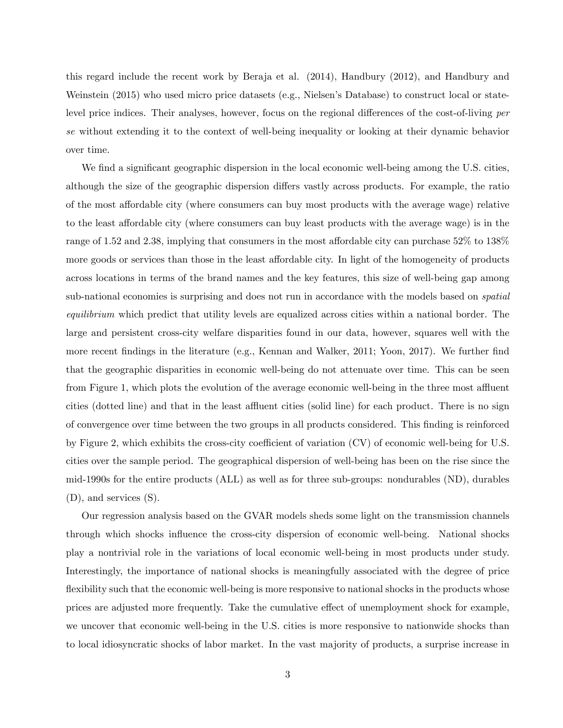this regard include the recent work by Beraja et al. (2014), Handbury (2012), and Handbury and Weinstein (2015) who used micro price datasets (e.g., Nielsen's Database) to construct local or state-level price indices. Their analyses, however, focus on the regional differences of the cost-of-living *per se* without extending it to the context of well-being inequality or looking at their dynamic behavior over time.

We find a significant geographic dispersion in the local economic well-being among the U.S. cities, although the size of the geographic dispersion differs vastly across products. For example, the ratio of the most affordable city (where consumers can buy most products with the average wage) relative to the least affordable city (where consumers can buy least products with the average wage) is in the range of 1.52 and 2.38, implying that consumers in the most affordable city can purchase 52% to 138% more goods or services than those in the least affordable city. In light of the homogeneity of products across locations in terms of the brand names and the key features, this size of well-being gap among sub-national economies is surprising and does not run in accordance with the models based on *spatial equilibrium* which predict that utility levels are equalized across cities within a national border. The large and persistent cross-city welfare disparities found in our data, however, squares well with the more recent findings in the literature (e.g., Kennan and Walker, 2011; Yoon, 2017). We further find that the geographic disparities in economic well-being do not attenuate over time. This can be seen from Figure 1, which plots the evolution of the average economic well-being in the three most affluent cities (dotted line) and that in the least affluent cities (solid line) for each product. There is no sign of convergence over time between the two groups in all products considered. This finding is reinforced by Figure 2, which exhibits the cross-city coefficient of variation (CV) of economic well-being for U.S. cities over the sample period. The geographical dispersion of well-being has been on the rise since the mid-1990s for the entire products (ALL) as well as for three sub-groups: nondurables (ND), durables (D), and services (S).

Our regression analysis based on the GVAR models sheds some light on the transmission channels through which shocks influence the cross-city dispersion of economic well-being. National shocks play a nontrivial role in the variations of local economic well-being in most products under study. Interestingly, the importance of national shocks is meaningfully associated with the degree of price flexibility such that the economic well-being is more responsive to national shocks in the products whose prices are adjusted more frequently. Take the cumulative effect of unemployment shock for example, we uncover that economic well-being in the U.S. cities is more responsive to nationwide shocks than to local idiosyncratic shocks of labor market. In the vast majority of products, a surprise increase in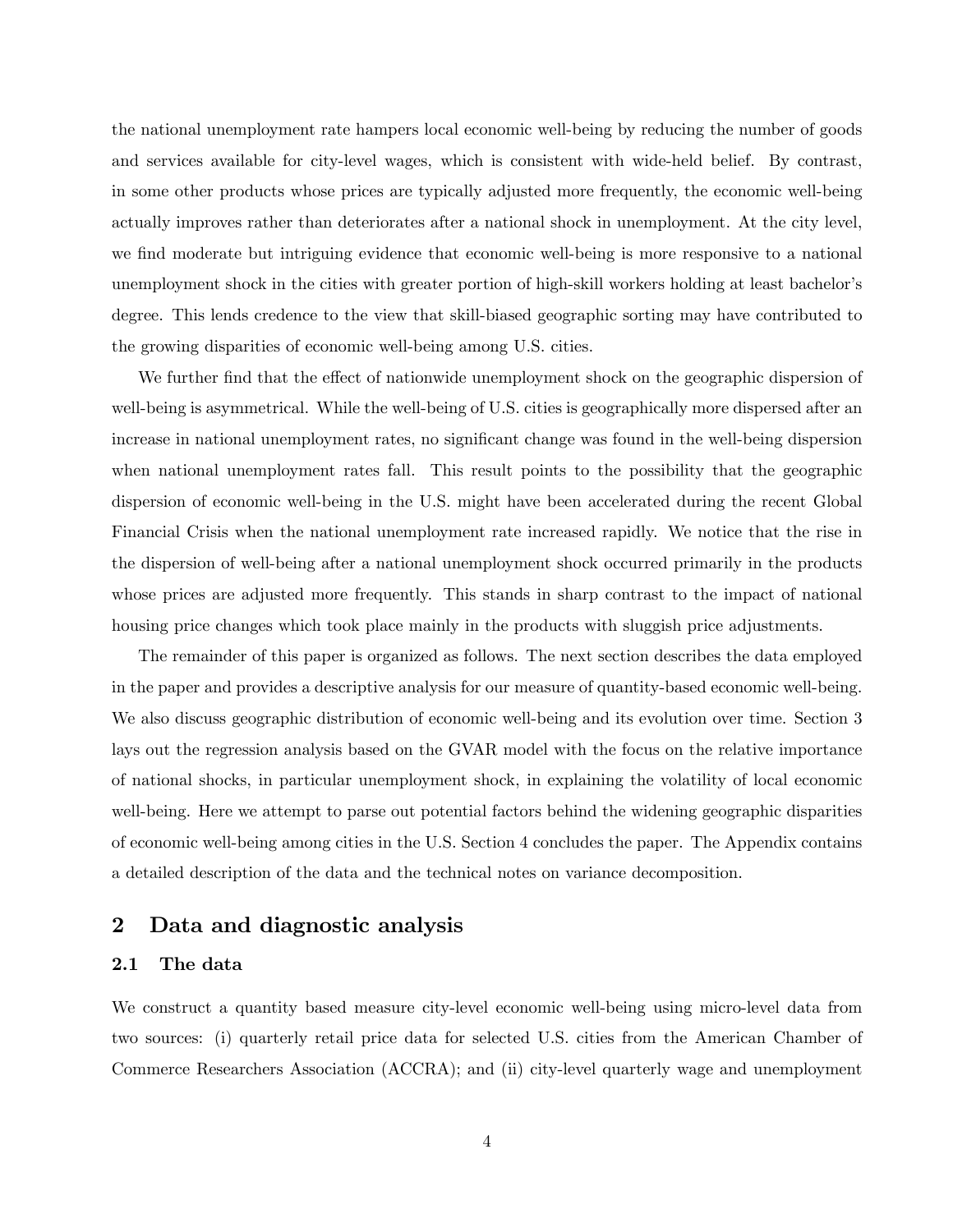the national unemployment rate hampers local economic well-being by reducing the number of goods and services available for city-level wages, which is consistent with wide-held belief. By contrast, in some other products whose prices are typically adjusted more frequently, the economic well-being actually improves rather than deteriorates after a national shock in unemployment. At the city level, we find moderate but intriguing evidence that economic well-being is more responsive to a national unemployment shock in the cities with greater portion of high-skill workers holding at least bachelor's degree. This lends credence to the view that skill-biased geographic sorting may have contributed to the growing disparities of economic well-being among U.S. cities.

We further find that the effect of nationwide unemployment shock on the geographic dispersion of well-being is asymmetrical. While the well-being of U.S. cities is geographically more dispersed after an increase in national unemployment rates, no significant change was found in the well-being dispersion when national unemployment rates fall. This result points to the possibility that the geographic dispersion of economic well-being in the U.S. might have been accelerated during the recent Global Financial Crisis when the national unemployment rate increased rapidly. We notice that the rise in the dispersion of well-being after a national unemployment shock occurred primarily in the products whose prices are adjusted more frequently. This stands in sharp contrast to the impact of national housing price changes which took place mainly in the products with sluggish price adjustments.

The remainder of this paper is organized as follows. The next section describes the data employed in the paper and provides a descriptive analysis for our measure of quantity-based economic well-being. We also discuss geographic distribution of economic well-being and its evolution over time. Section 3 lays out the regression analysis based on the GVAR model with the focus on the relative importance of national shocks, in particular unemployment shock, in explaining the volatility of local economic well-being. Here we attempt to parse out potential factors behind the widening geographic disparities of economic well-being among cities in the U.S. Section 4 concludes the paper. The Appendix contains a detailed description of the data and the technical notes on variance decomposition.

## 2 Data and diagnostic analysis

### 2.1 The data

We construct a quantity based measure city-level economic well-being using micro-level data from two sources: (i) quarterly retail price data for selected U.S. cities from the American Chamber of Commerce Researchers Association (ACCRA); and (ii) city-level quarterly wage and unemployment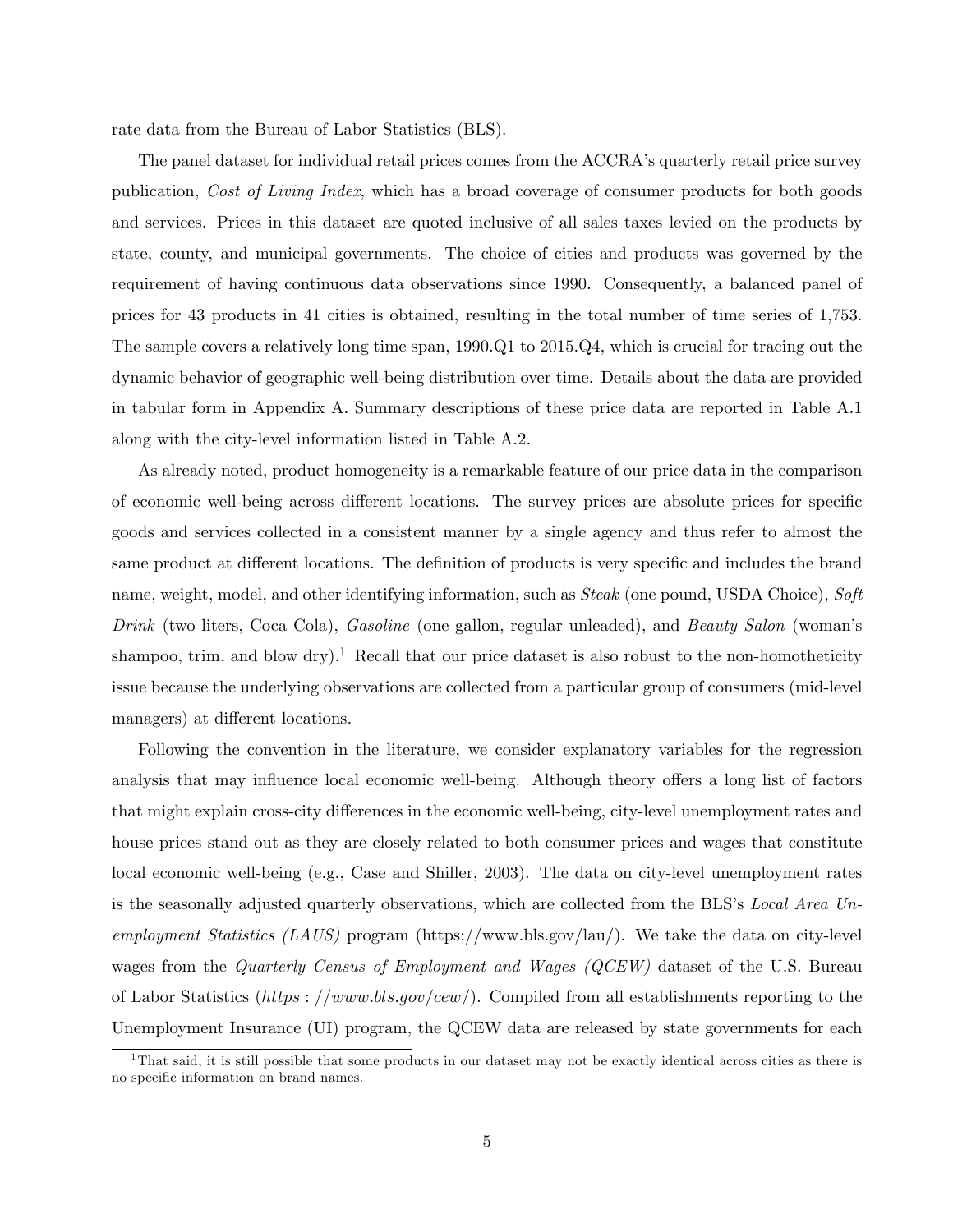rate data from the Bureau of Labor Statistics (BLS).

The panel dataset for individual retail prices comes from the ACCRA's quarterly retail price survey publication, *Cost of Living Index*, which has a broad coverage of consumer products for both goods and services. Prices in this dataset are quoted inclusive of all sales taxes levied on the products by state, county, and municipal governments. The choice of cities and products was governed by the requirement of having continuous data observations since 1990. Consequently, a balanced panel of prices for 43 products in 41 cities is obtained, resulting in the total number of time series of 1,753. The sample covers a relatively long time span, 1990.Q1 to 2015.Q4, which is crucial for tracing out the dynamic behavior of geographic well-being distribution over time. Details about the data are provided in tabular form in Appendix A. Summary descriptions of these price data are reported in Table A.1 along with the city-level information listed in Table A.2.

As already noted, product homogeneity is a remarkable feature of our price data in the comparison of economic well-being across different locations. The survey prices are absolute prices for specific goods and services collected in a consistent manner by a single agency and thus refer to almost the same product at different locations. The definition of products is very specific and includes the brand name, weight, model, and other identifying information, such as *Steak* (one pound, USDA Choice), *Soft Drink* (two liters, Coca Cola), *Gasoline* (one gallon, regular unleaded), and *Beauty Salon* (woman's shampoo, trim, and blow dry).[1] Recall that our price dataset is also robust to the non-homotheticity issue because the underlying observations are collected from a particular group of consumers (mid-level managers) at different locations.

Following the convention in the literature, we consider explanatory variables for the regression analysis that may influence local economic well-being. Although theory offers a long list of factors that might explain cross-city differences in the economic well-being, city-level unemployment rates and house prices stand out as they are closely related to both consumer prices and wages that constitute local economic well-being (e.g., Case and Shiller, 2003). The data on city-level unemployment rates is the seasonally adjusted quarterly observations, which are collected from the BLS's *Local Area Unemployment Statistics (LAUS)* program (https://www.bls.gov/lau/). We take the data on city-level wages from the *Quarterly Census of Employment and Wages (QCEW)* dataset of the U.S. Bureau of Labor Statistics (*https://www.bls.gov/cew/*). Compiled from all establishments reporting to the Unemployment Insurance (UI) program, the QCEW data are released by state governments for each

[1] That said, it is still possible that some products in our dataset may not be exactly identical across cities as there is no specific information on brand names.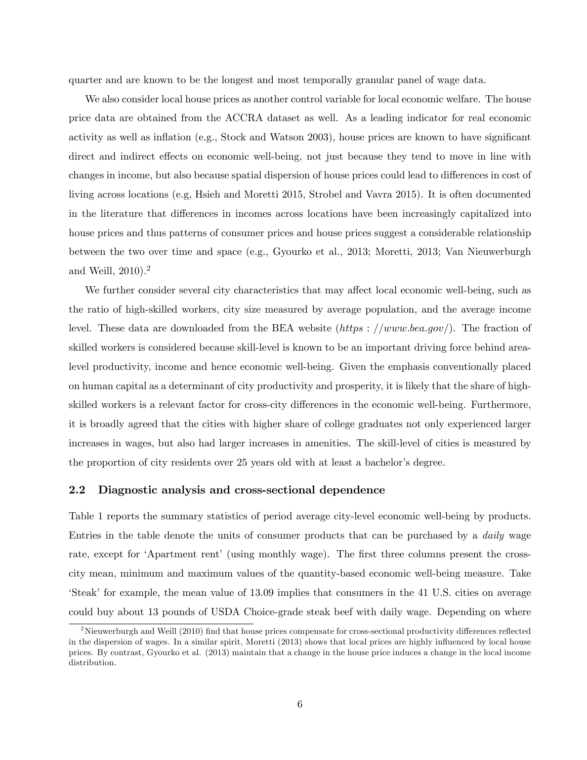quarter and are known to be the longest and most temporally granular panel of wage data.

We also consider local house prices as another control variable for local economic welfare. The house price data are obtained from the ACCRA dataset as well. As a leading indicator for real economic activity as well as inflation (e.g., Stock and Watson 2003), house prices are known to have significant direct and indirect effects on economic well-being, not just because they tend to move in line with changes in income, but also because spatial dispersion of house prices could lead to differences in cost of living across locations (e.g, Hsieh and Moretti 2015, Strobel and Vavra 2015). It is often documented in the literature that differences in incomes across locations have been increasingly capitalized into house prices and thus patterns of consumer prices and house prices suggest a considerable relationship between the two over time and space (e.g., Gyourko et al., 2013; Moretti, 2013; Van Nieuwerburgh and Weill, 2010).[2]

We further consider several city characteristics that may affect local economic well-being, such as the ratio of high-skilled workers, city size measured by average population, and the average income level. These data are downloaded from the BEA website (*https : //www.bea.gov/*). The fraction of skilled workers is considered because skill-level is known to be an important driving force behind area-level productivity, income and hence economic well-being. Given the emphasis conventionally placed on human capital as a determinant of city productivity and prosperity, it is likely that the share of high-skilled workers is a relevant factor for cross-city differences in the economic well-being. Furthermore, it is broadly agreed that the cities with higher share of college graduates not only experienced larger increases in wages, but also had larger increases in amenities. The skill-level of cities is measured by the proportion of city residents over 25 years old with at least a bachelor's degree.

## 2.2 Diagnostic analysis and cross-sectional dependence

Table 1 reports the summary statistics of period average city-level economic well-being by products. Entries in the table denote the units of consumer products that can be purchased by a *daily* wage rate, except for 'Apartment rent' (using monthly wage). The first three columns present the cross-city mean, minimum and maximum values of the quantity-based economic well-being measure. Take 'Steak' for example, the mean value of 13.09 implies that consumers in the 41 U.S. cities on average could buy about 13 pounds of USDA Choice-grade steak beef with daily wage. Depending on where

[2] Nieuwerburgh and Weill (2010) find that house prices compensate for cross-sectional productivity differences reflected in the dispersion of wages. In a similar spirit, Moretti (2013) shows that local prices are highly influenced by local house prices. By contrast, Gyourko et al. (2013) maintain that a change in the house price induces a change in the local income distribution.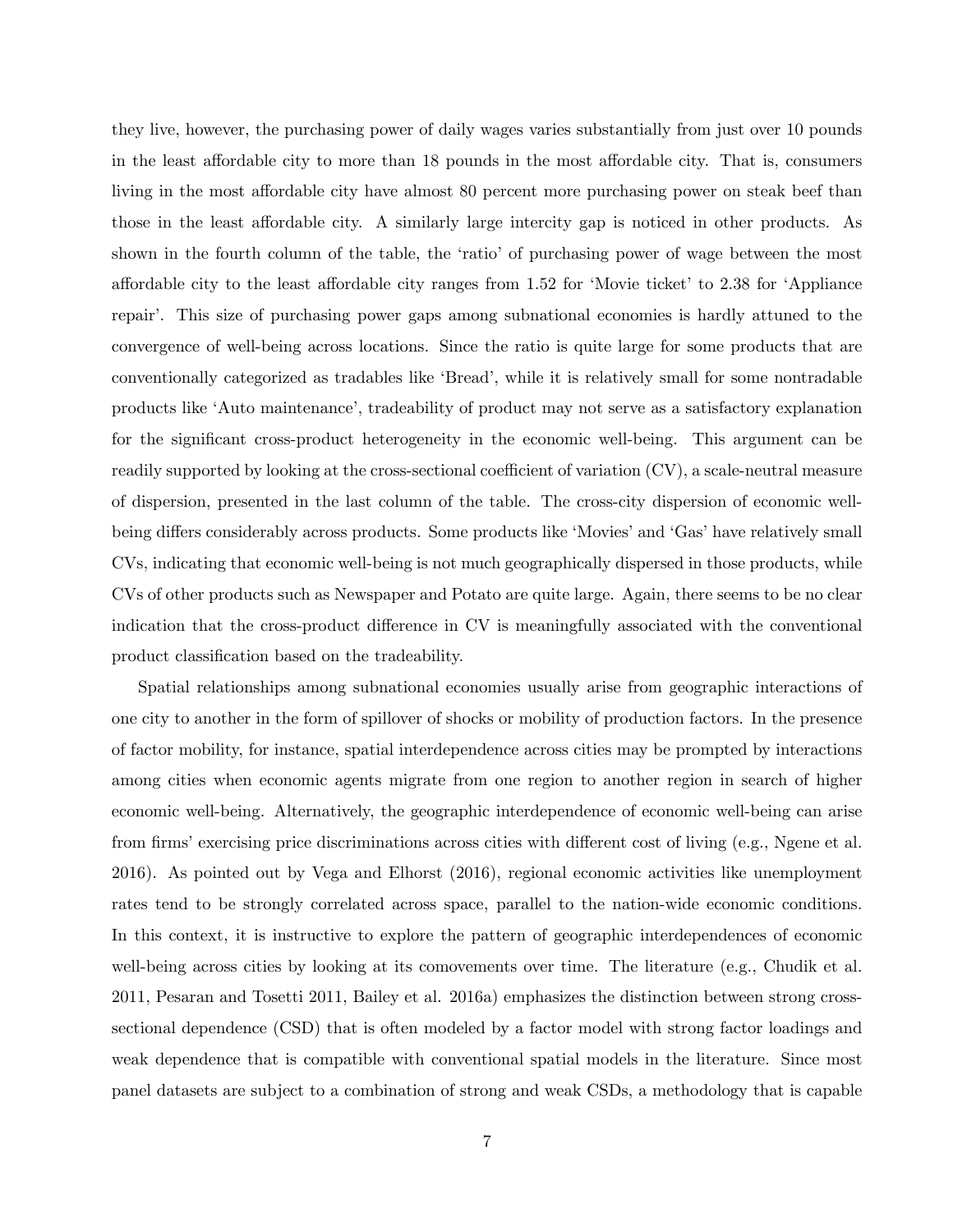they live, however, the purchasing power of daily wages varies substantially from just over 10 pounds in the least affordable city to more than 18 pounds in the most affordable city. That is, consumers living in the most affordable city have almost 80 percent more purchasing power on steak beef than those in the least affordable city. A similarly large intercity gap is noticed in other products. As shown in the fourth column of the table, the 'ratio' of purchasing power of wage between the most affordable city to the least affordable city ranges from 1.52 for 'Movie ticket' to 2.38 for 'Appliance repair'. This size of purchasing power gaps among subnational economies is hardly attuned to the convergence of well-being across locations. Since the ratio is quite large for some products that are conventionally categorized as tradables like 'Bread', while it is relatively small for some nontradable products like 'Auto maintenance', tradeability of product may not serve as a satisfactory explanation for the significant cross-product heterogeneity in the economic well-being. This argument can be readily supported by looking at the cross-sectional coefficient of variation (CV), a scale-neutral measure of dispersion, presented in the last column of the table. The cross-city dispersion of economic well-being differs considerably across products. Some products like 'Movies' and 'Gas' have relatively small CVs, indicating that economic well-being is not much geographically dispersed in those products, while CVs of other products such as Newspaper and Potato are quite large. Again, there seems to be no clear indication that the cross-product difference in CV is meaningfully associated with the conventional product classification based on the tradeability.

Spatial relationships among subnational economies usually arise from geographic interactions of one city to another in the form of spillover of shocks or mobility of production factors. In the presence of factor mobility, for instance, spatial interdependence across cities may be prompted by interactions among cities when economic agents migrate from one region to another region in search of higher economic well-being. Alternatively, the geographic interdependence of economic well-being can arise from firms' exercising price discriminations across cities with different cost of living (e.g., Ngene et al. 2016). As pointed out by Vega and Elhorst (2016), regional economic activities like unemployment rates tend to be strongly correlated across space, parallel to the nation-wide economic conditions. In this context, it is instructive to explore the pattern of geographic interdependences of economic well-being across cities by looking at its comovements over time. The literature (e.g., Chudik et al. 2011, Pesaran and Tosetti 2011, Bailey et al. 2016a) emphasizes the distinction between strong cross-sectional dependence (CSD) that is often modeled by a factor model with strong factor loadings and weak dependence that is compatible with conventional spatial models in the literature. Since most panel datasets are subject to a combination of strong and weak CSDs, a methodology that is capable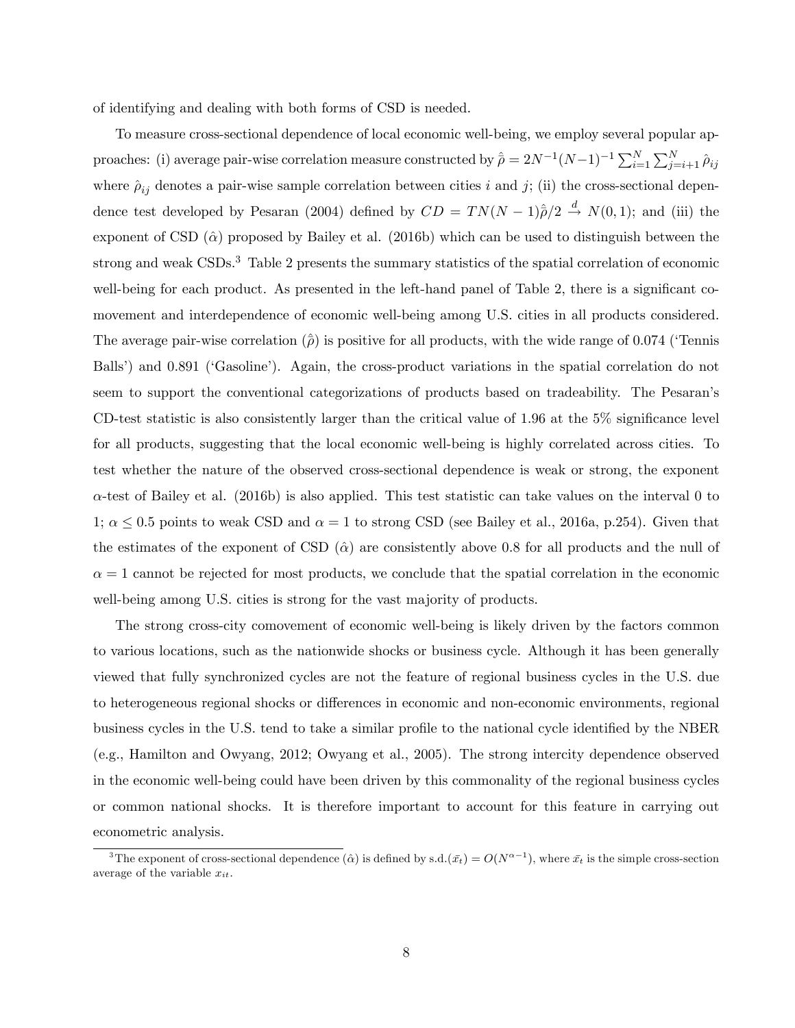of identifying and dealing with both forms of CSD is needed.

To measure cross-sectional dependence of local economic well-being, we employ several popular approaches: (i) average pair-wise correlation measure constructed by $\hat{\bar{\rho}} = 2N^{-1}(N-1)^{-1}\sum_{i=1}^{N}\sum_{j=i+1}^{N}\hat{\rho}_{ij}$ where $\hat{\rho}_{ij}$ denotes a pair-wise sample correlation between cities $i$ and $j$; (ii) the cross-sectional dependence test developed by Pesaran (2004) defined by $CD = TN(N-1)\hat{\bar{\rho}}/2 \xrightarrow{d} N(0,1)$; and (iii) the exponent of CSD ($\hat{\alpha}$) proposed by Bailey et al. (2016b) which can be used to distinguish between the strong and weak CSDs.[3] Table 2 presents the summary statistics of the spatial correlation of economic well-being for each product. As presented in the left-hand panel of Table 2, there is a significant comovement and interdependence of economic well-being among U.S. cities in all products considered. The average pair-wise correlation ($\hat{\bar{\rho}}$) is positive for all products, with the wide range of 0.074 ('Tennis Balls') and 0.891 ('Gasoline'). Again, the cross-product variations in the spatial correlation do not seem to support the conventional categorizations of products based on tradeability. The Pesaran's CD-test statistic is also consistently larger than the critical value of 1.96 at the 5% significance level for all products, suggesting that the local economic well-being is highly correlated across cities. To test whether the nature of the observed cross-sectional dependence is weak or strong, the exponent $\alpha$-test of Bailey et al. (2016b) is also applied. This test statistic can take values on the interval 0 to 1; $\alpha \leq 0.5$ points to weak CSD and $\alpha = 1$ to strong CSD (see Bailey et al., 2016a, p.254). Given that the estimates of the exponent of CSD ($\hat{\alpha}$) are consistently above 0.8 for all products and the null of $\alpha = 1$ cannot be rejected for most products, we conclude that the spatial correlation in the economic well-being among U.S. cities is strong for the vast majority of products.

The strong cross-city comovement of economic well-being is likely driven by the factors common to various locations, such as the nationwide shocks or business cycle. Although it has been generally viewed that fully synchronized cycles are not the feature of regional business cycles in the U.S. due to heterogeneous regional shocks or differences in economic and non-economic environments, regional business cycles in the U.S. tend to take a similar profile to the national cycle identified by the NBER (e.g., Hamilton and Owyang, 2012; Owyang et al., 2005). The strong intercity dependence observed in the economic well-being could have been driven by this commonality of the regional business cycles or common national shocks. It is therefore important to account for this feature in carrying out econometric analysis.

[3] The exponent of cross-sectional dependence ($\hat{\alpha}$) is defined by s.d.$(\bar{x}_t) = O(N^{\alpha-1})$, where $\bar{x}_t$ is the simple cross-section average of the variable $x_{it}$.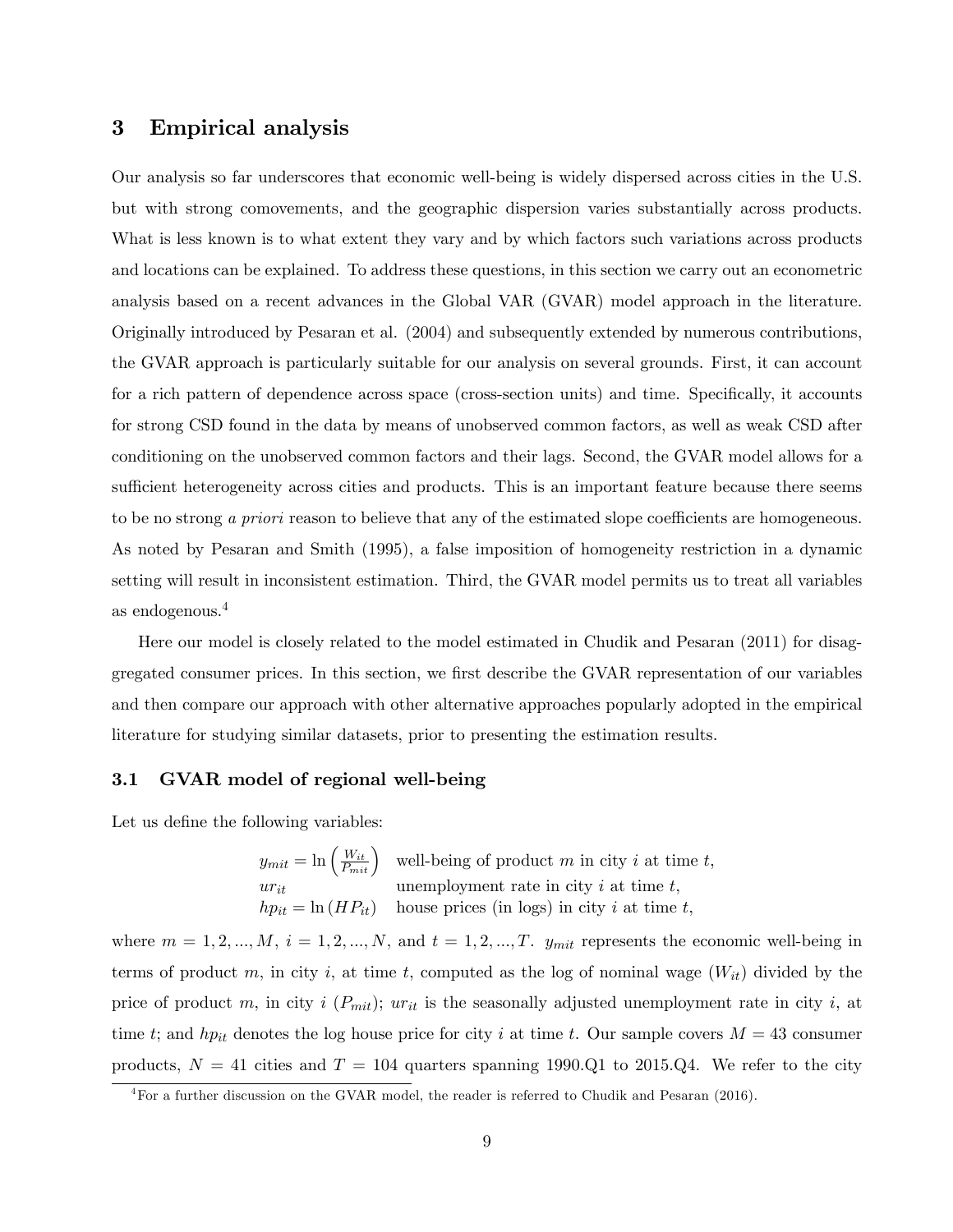## 3 Empirical analysis

Our analysis so far underscores that economic well-being is widely dispersed across cities in the U.S. but with strong comovements, and the geographic dispersion varies substantially across products. What is less known is to what extent they vary and by which factors such variations across products and locations can be explained. To address these questions, in this section we carry out an econometric analysis based on a recent advances in the Global VAR (GVAR) model approach in the literature. Originally introduced by Pesaran et al. (2004) and subsequently extended by numerous contributions, the GVAR approach is particularly suitable for our analysis on several grounds. First, it can account for a rich pattern of dependence across space (cross-section units) and time. Specifically, it accounts for strong CSD found in the data by means of unobserved common factors, as well as weak CSD after conditioning on the unobserved common factors and their lags. Second, the GVAR model allows for a sufficient heterogeneity across cities and products. This is an important feature because there seems to be no strong *a priori* reason to believe that any of the estimated slope coefficients are homogeneous. As noted by Pesaran and Smith (1995), a false imposition of homogeneity restriction in a dynamic setting will result in inconsistent estimation. Third, the GVAR model permits us to treat all variables as endogenous.[4]

Here our model is closely related to the model estimated in Chudik and Pesaran (2011) for disaggregated consumer prices. In this section, we first describe the GVAR representation of our variables and then compare our approach with other alternative approaches popularly adopted in the empirical literature for studying similar datasets, prior to presenting the estimation results.

### 3.1 GVAR model of regional well-being

Let us define the following variables:

| | |
|---|---|
| $y_{mit} = \ln\left(\frac{W_{it}}{P_{mit}}\right)$ | well-being of product $m$ in city $i$ at time $t$, |
| $ur_{it}$ | unemployment rate in city $i$ at time $t$, |
| $hp_{it} = \ln\left(HP_{it}\right)$ | house prices (in logs) in city $i$ at time $t$, |

where $m = 1, 2, ..., M$, $i = 1, 2, ..., N$, and $t = 1, 2, ..., T$. $y_{mit}$ represents the economic well-being in terms of product $m$, in city $i$, at time $t$, computed as the log of nominal wage ($W_{it}$) divided by the price of product $m$, in city $i$ ($P_{mit}$); $ur_{it}$ is the seasonally adjusted unemployment rate in city $i$, at time $t$; and $hp_{it}$ denotes the log house price for city $i$ at time $t$. Our sample covers $M = 43$ consumer products, $N = 41$ cities and $T = 104$ quarters spanning 1990.Q1 to 2015.Q4. We refer to the city

[4] For a further discussion on the GVAR model, the reader is referred to Chudik and Pesaran (2016).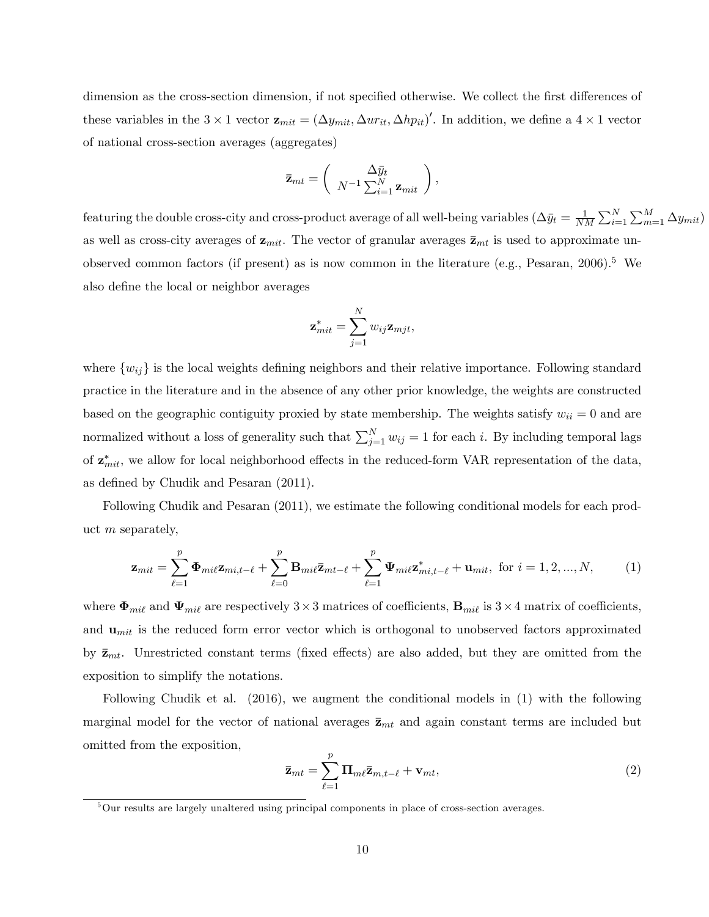dimension as the cross-section dimension, if not specified otherwise. We collect the first differences of these variables in the $3 \times 1$ vector $\mathbf{z}_{mit} = (\Delta y_{mit}, \Delta ur_{it}, \Delta hp_{it})'$. In addition, we define a $4 \times 1$ vector of national cross-section averages (aggregates)

$$\bar{\mathbf{z}}_{mt} = \begin{pmatrix} \Delta \bar{y}_t \\ N^{-1} \sum_{i=1}^{N} \mathbf{z}_{mit} \end{pmatrix},$$

featuring the double cross-city and cross-product average of all well-being variables ($\Delta \bar{y}_t = \frac{1}{NM} \sum_{i=1}^{N} \sum_{m=1}^{M} \Delta y_{mit}$) as well as cross-city averages of $\mathbf{z}_{mit}$. The vector of granular averages $\bar{\mathbf{z}}_{mt}$ is used to approximate unobserved common factors (if present) as is now common in the literature (e.g., Pesaran, 2006).[5] We also define the local or neighbor averages

$$\mathbf{z}^*_{mit} = \sum_{j=1}^{N} w_{ij} \mathbf{z}_{mjt},$$

where $\{w_{ij}\}$ is the local weights defining neighbors and their relative importance. Following standard practice in the literature and in the absence of any other prior knowledge, the weights are constructed based on the geographic contiguity proxied by state membership. The weights satisfy $w_{ii} = 0$ and are normalized without a loss of generality such that $\sum_{j=1}^{N} w_{ij} = 1$ for each $i$. By including temporal lags of $\mathbf{z}^*_{mit}$, we allow for local neighborhood effects in the reduced-form VAR representation of the data, as defined by Chudik and Pesaran (2011).

Following Chudik and Pesaran (2011), we estimate the following conditional models for each product $m$ separately,

$$\mathbf{z}_{mit} = \sum_{\ell=1}^{p} \mathbf{\Phi}_{mi\ell} \mathbf{z}_{mi,t-\ell} + \sum_{\ell=0}^{p} \mathbf{B}_{mi\ell} \bar{\mathbf{z}}_{mt-\ell} + \sum_{\ell=1}^{p} \mathbf{\Psi}_{mi\ell} \mathbf{z}^*_{mi,t-\ell} + \mathbf{u}_{mit}, \text{ for } i = 1, 2, ..., N, \tag{1}$$

where $\mathbf{\Phi}_{mi\ell}$ and $\mathbf{\Psi}_{mi\ell}$ are respectively $3 \times 3$ matrices of coefficients, $\mathbf{B}_{mi\ell}$ is $3 \times 4$ matrix of coefficients, and $\mathbf{u}_{mit}$ is the reduced form error vector which is orthogonal to unobserved factors approximated by $\bar{\mathbf{z}}_{mt}$. Unrestricted constant terms (fixed effects) are also added, but they are omitted from the exposition to simplify the notations.

Following Chudik et al. (2016), we augment the conditional models in (1) with the following marginal model for the vector of national averages $\bar{\mathbf{z}}_{mt}$ and again constant terms are included but omitted from the exposition,

$$\bar{\mathbf{z}}_{mt} = \sum_{\ell=1}^{p} \mathbf{\Pi}_{m\ell} \bar{\mathbf{z}}_{m,t-\ell} + \mathbf{v}_{mt}, \tag{2}$$

[5] Our results are largely unaltered using principal components in place of cross-section averages.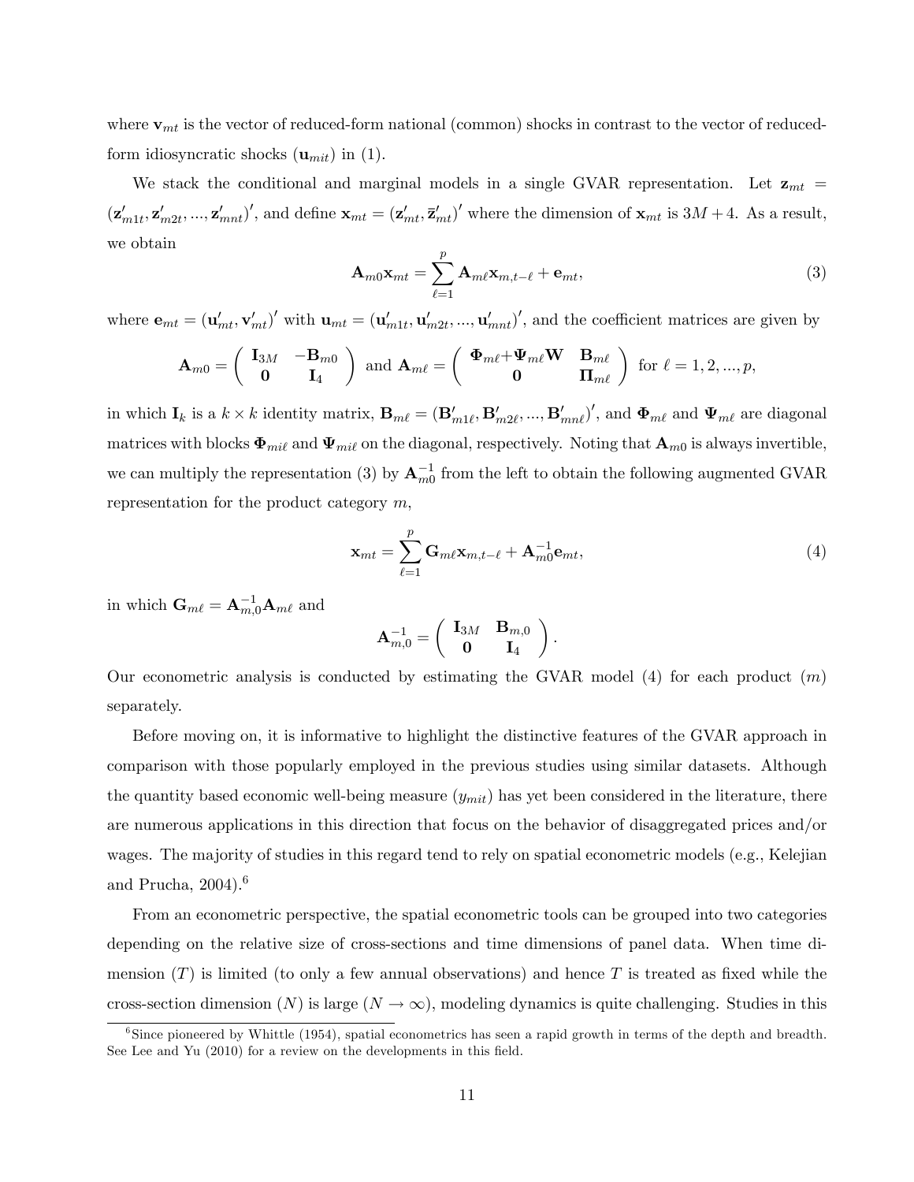where $\mathbf{v}_{mt}$ is the vector of reduced-form national (common) shocks in contrast to the vector of reduced-form idiosyncratic shocks ($\mathbf{u}_{mit}$) in (1).

We stack the conditional and marginal models in a single GVAR representation. Let $\mathbf{z}_{mt} = (\mathbf{z}'_{m1t}, \mathbf{z}'_{m2t}, ..., \mathbf{z}'_{mnt})'$, and define $\mathbf{x}_{mt} = (\mathbf{z}'_{mt}, \bar{\mathbf{z}}'_{mt})'$ where the dimension of $\mathbf{x}_{mt}$ is $3M + 4$. As a result, we obtain

$$\mathbf{A}_{m0}\mathbf{x}_{mt} = \sum_{\ell=1}^{p} \mathbf{A}_{m\ell}\mathbf{x}_{m,t-\ell} + \mathbf{e}_{mt}, \tag{3}$$

where $\mathbf{e}_{mt} = (\mathbf{u}'_{mt}, \mathbf{v}'_{mt})'$ with $\mathbf{u}_{mt} = (\mathbf{u}'_{m1t}, \mathbf{u}'_{m2t}, ..., \mathbf{u}'_{mnt})'$, and the coefficient matrices are given by

$$\mathbf{A}_{m0} = \begin{pmatrix} \mathbf{I}_{3M} & -\mathbf{B}_{m0} \\ \mathbf{0} & \mathbf{I}_4 \end{pmatrix} \text{ and } \mathbf{A}_{m\ell} = \begin{pmatrix} \mathbf{\Phi}_{m\ell} + \mathbf{\Psi}_{m\ell}\mathbf{W} & \mathbf{B}_{m\ell} \\ \mathbf{0} & \mathbf{\Pi}_{m\ell} \end{pmatrix} \text{ for } \ell = 1, 2, ..., p,$$

in which $\mathbf{I}_k$ is a $k \times k$ identity matrix, $\mathbf{B}_{m\ell} = (\mathbf{B}'_{m1\ell}, \mathbf{B}'_{m2\ell}, ..., \mathbf{B}'_{mn\ell})'$, and $\mathbf{\Phi}_{m\ell}$ and $\mathbf{\Psi}_{m\ell}$ are diagonal matrices with blocks $\mathbf{\Phi}_{mi\ell}$ and $\mathbf{\Psi}_{mi\ell}$ on the diagonal, respectively. Noting that $\mathbf{A}_{m0}$ is always invertible, we can multiply the representation (3) by $\mathbf{A}_{m0}^{-1}$ from the left to obtain the following augmented GVAR representation for the product category $m$,

$$\mathbf{x}_{mt} = \sum_{\ell=1}^{p} \mathbf{G}_{m\ell}\mathbf{x}_{m,t-\ell} + \mathbf{A}_{m0}^{-1}\mathbf{e}_{mt}, \tag{4}$$

in which $\mathbf{G}_{m\ell} = \mathbf{A}_{m,0}^{-1}\mathbf{A}_{m\ell}$ and

$$\mathbf{A}_{m,0}^{-1} = \begin{pmatrix} \mathbf{I}_{3M} & \mathbf{B}_{m,0} \\ \mathbf{0} & \mathbf{I}_4 \end{pmatrix}.$$

Our econometric analysis is conducted by estimating the GVAR model (4) for each product ($m$) separately.

Before moving on, it is informative to highlight the distinctive features of the GVAR approach in comparison with those popularly employed in the previous studies using similar datasets. Although the quantity based economic well-being measure ($y_{mit}$) has yet been considered in the literature, there are numerous applications in this direction that focus on the behavior of disaggregated prices and/or wages. The majority of studies in this regard tend to rely on spatial econometric models (e.g., Kelejian and Prucha, 2004).[6]

From an econometric perspective, the spatial econometric tools can be grouped into two categories depending on the relative size of cross-sections and time dimensions of panel data. When time dimension ($T$) is limited (to only a few annual observations) and hence $T$ is treated as fixed while the cross-section dimension ($N$) is large ($N \to \infty$), modeling dynamics is quite challenging. Studies in this

[6] Since pioneered by Whittle (1954), spatial econometrics has seen a rapid growth in terms of the depth and breadth. See Lee and Yu (2010) for a review on the developments in this field.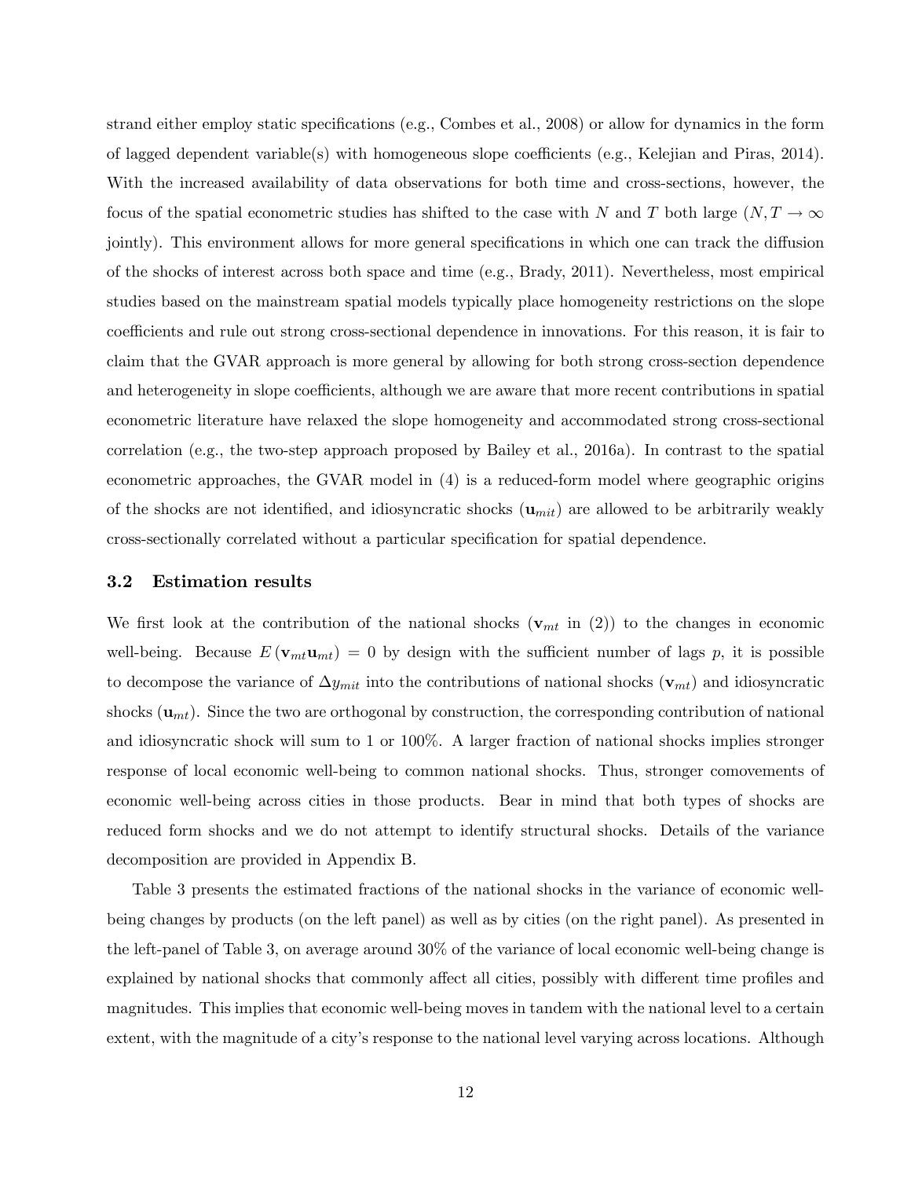strand either employ static specifications (e.g., Combes et al., 2008) or allow for dynamics in the form of lagged dependent variable(s) with homogeneous slope coefficients (e.g., Kelejian and Piras, 2014). With the increased availability of data observations for both time and cross-sections, however, the focus of the spatial econometric studies has shifted to the case with $N$ and $T$ both large ($N, T \to \infty$ jointly). This environment allows for more general specifications in which one can track the diffusion of the shocks of interest across both space and time (e.g., Brady, 2011). Nevertheless, most empirical studies based on the mainstream spatial models typically place homogeneity restrictions on the slope coefficients and rule out strong cross-sectional dependence in innovations. For this reason, it is fair to claim that the GVAR approach is more general by allowing for both strong cross-section dependence and heterogeneity in slope coefficients, although we are aware that more recent contributions in spatial econometric literature have relaxed the slope homogeneity and accommodated strong cross-sectional correlation (e.g., the two-step approach proposed by Bailey et al., 2016a). In contrast to the spatial econometric approaches, the GVAR model in (4) is a reduced-form model where geographic origins of the shocks are not identified, and idiosyncratic shocks ($\mathbf{u}_{mit}$) are allowed to be arbitrarily weakly cross-sectionally correlated without a particular specification for spatial dependence.

### 3.2 Estimation results

We first look at the contribution of the national shocks ($\mathbf{v}_{mt}$ in (2)) to the changes in economic well-being. Because $E(\mathbf{v}_{mt}\mathbf{u}_{mt}) = 0$ by design with the sufficient number of lags $p$, it is possible to decompose the variance of $\Delta y_{mit}$ into the contributions of national shocks ($\mathbf{v}_{mt}$) and idiosyncratic shocks ($\mathbf{u}_{mt}$). Since the two are orthogonal by construction, the corresponding contribution of national and idiosyncratic shock will sum to 1 or 100%. A larger fraction of national shocks implies stronger response of local economic well-being to common national shocks. Thus, stronger comovements of economic well-being across cities in those products. Bear in mind that both types of shocks are reduced form shocks and we do not attempt to identify structural shocks. Details of the variance decomposition are provided in Appendix B.

Table 3 presents the estimated fractions of the national shocks in the variance of economic well-being changes by products (on the left panel) as well as by cities (on the right panel). As presented in the left-panel of Table 3, on average around 30% of the variance of local economic well-being change is explained by national shocks that commonly affect all cities, possibly with different time profiles and magnitudes. This implies that economic well-being moves in tandem with the national level to a certain extent, with the magnitude of a city's response to the national level varying across locations. Although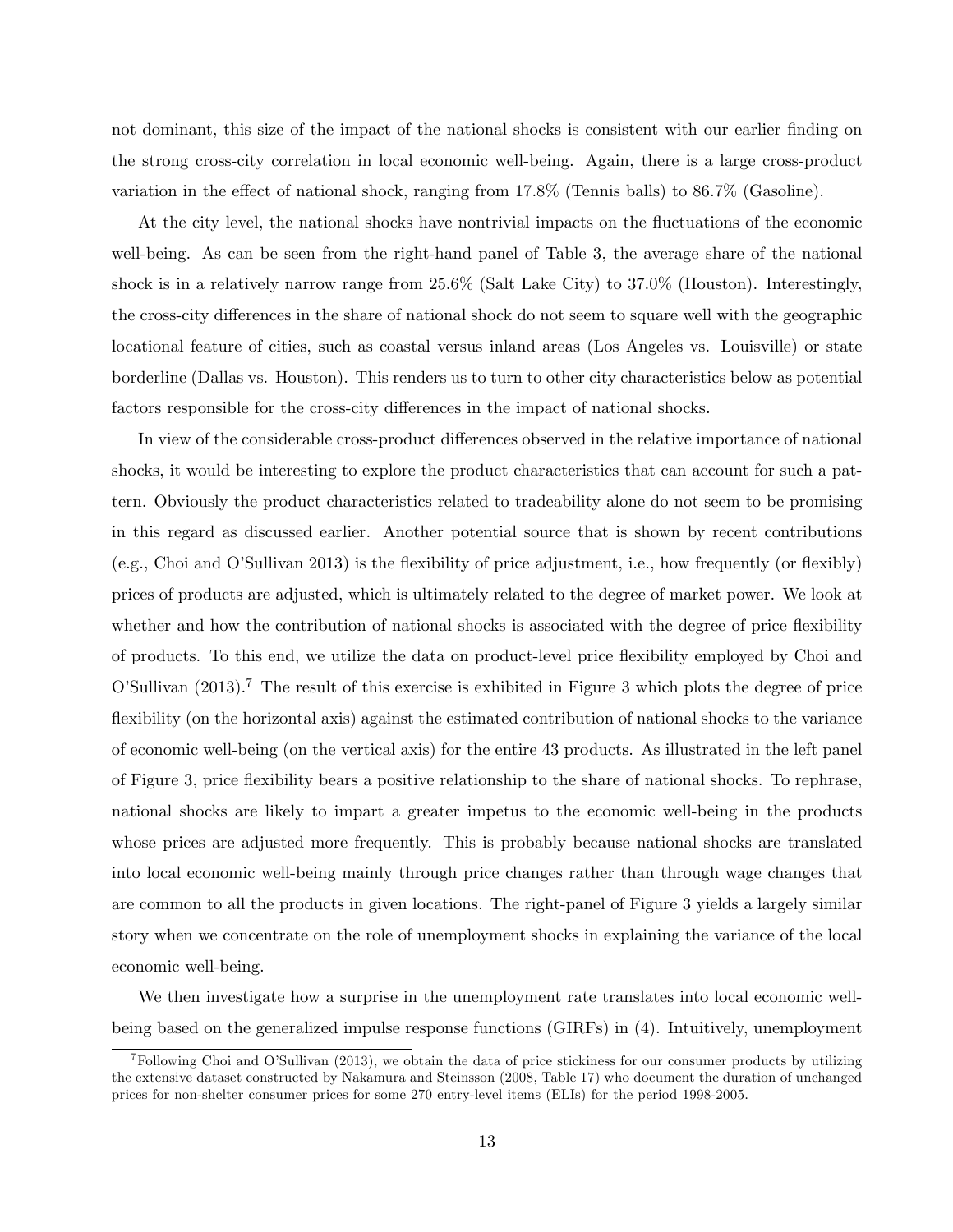not dominant, this size of the impact of the national shocks is consistent with our earlier finding on the strong cross-city correlation in local economic well-being. Again, there is a large cross-product variation in the effect of national shock, ranging from 17.8% (Tennis balls) to 86.7% (Gasoline).

At the city level, the national shocks have nontrivial impacts on the fluctuations of the economic well-being. As can be seen from the right-hand panel of Table 3, the average share of the national shock is in a relatively narrow range from 25.6% (Salt Lake City) to 37.0% (Houston). Interestingly, the cross-city differences in the share of national shock do not seem to square well with the geographic locational feature of cities, such as coastal versus inland areas (Los Angeles vs. Louisville) or state borderline (Dallas vs. Houston). This renders us to turn to other city characteristics below as potential factors responsible for the cross-city differences in the impact of national shocks.

In view of the considerable cross-product differences observed in the relative importance of national shocks, it would be interesting to explore the product characteristics that can account for such a pattern. Obviously the product characteristics related to tradeability alone do not seem to be promising in this regard as discussed earlier. Another potential source that is shown by recent contributions (e.g., Choi and O'Sullivan 2013) is the flexibility of price adjustment, i.e., how frequently (or flexibly) prices of products are adjusted, which is ultimately related to the degree of market power. We look at whether and how the contribution of national shocks is associated with the degree of price flexibility of products. To this end, we utilize the data on product-level price flexibility employed by Choi and O'Sullivan (2013).[7] The result of this exercise is exhibited in Figure 3 which plots the degree of price flexibility (on the horizontal axis) against the estimated contribution of national shocks to the variance of economic well-being (on the vertical axis) for the entire 43 products. As illustrated in the left panel of Figure 3, price flexibility bears a positive relationship to the share of national shocks. To rephrase, national shocks are likely to impart a greater impetus to the economic well-being in the products whose prices are adjusted more frequently. This is probably because national shocks are translated into local economic well-being mainly through price changes rather than through wage changes that are common to all the products in given locations. The right-panel of Figure 3 yields a largely similar story when we concentrate on the role of unemployment shocks in explaining the variance of the local economic well-being.

We then investigate how a surprise in the unemployment rate translates into local economic well-being based on the generalized impulse response functions (GIRFs) in (4). Intuitively, unemployment

[7] Following Choi and O'Sullivan (2013), we obtain the data of price stickiness for our consumer products by utilizing the extensive dataset constructed by Nakamura and Steinsson (2008, Table 17) who document the duration of unchanged prices for non-shelter consumer prices for some 270 entry-level items (ELIs) for the period 1998-2005.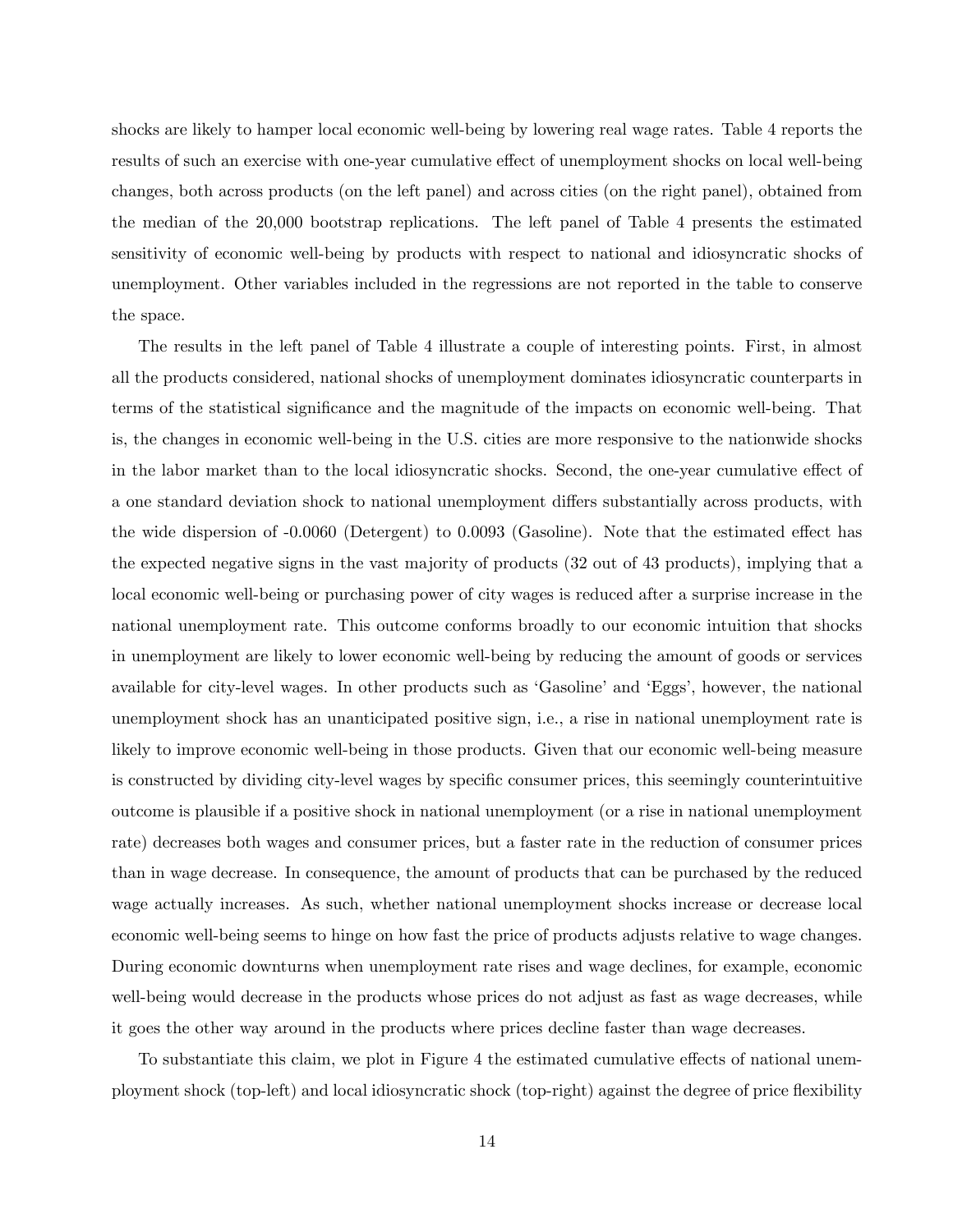shocks are likely to hamper local economic well-being by lowering real wage rates. Table 4 reports the results of such an exercise with one-year cumulative effect of unemployment shocks on local well-being changes, both across products (on the left panel) and across cities (on the right panel), obtained from the median of the 20,000 bootstrap replications. The left panel of Table 4 presents the estimated sensitivity of economic well-being by products with respect to national and idiosyncratic shocks of unemployment. Other variables included in the regressions are not reported in the table to conserve the space.

The results in the left panel of Table 4 illustrate a couple of interesting points. First, in almost all the products considered, national shocks of unemployment dominates idiosyncratic counterparts in terms of the statistical significance and the magnitude of the impacts on economic well-being. That is, the changes in economic well-being in the U.S. cities are more responsive to the nationwide shocks in the labor market than to the local idiosyncratic shocks. Second, the one-year cumulative effect of a one standard deviation shock to national unemployment differs substantially across products, with the wide dispersion of -0.0060 (Detergent) to 0.0093 (Gasoline). Note that the estimated effect has the expected negative signs in the vast majority of products (32 out of 43 products), implying that a local economic well-being or purchasing power of city wages is reduced after a surprise increase in the national unemployment rate. This outcome conforms broadly to our economic intuition that shocks in unemployment are likely to lower economic well-being by reducing the amount of goods or services available for city-level wages. In other products such as 'Gasoline' and 'Eggs', however, the national unemployment shock has an unanticipated positive sign, i.e., a rise in national unemployment rate is likely to improve economic well-being in those products. Given that our economic well-being measure is constructed by dividing city-level wages by specific consumer prices, this seemingly counterintuitive outcome is plausible if a positive shock in national unemployment (or a rise in national unemployment rate) decreases both wages and consumer prices, but a faster rate in the reduction of consumer prices than in wage decrease. In consequence, the amount of products that can be purchased by the reduced wage actually increases. As such, whether national unemployment shocks increase or decrease local economic well-being seems to hinge on how fast the price of products adjusts relative to wage changes. During economic downturns when unemployment rate rises and wage declines, for example, economic well-being would decrease in the products whose prices do not adjust as fast as wage decreases, while it goes the other way around in the products where prices decline faster than wage decreases.

To substantiate this claim, we plot in Figure 4 the estimated cumulative effects of national unemployment shock (top-left) and local idiosyncratic shock (top-right) against the degree of price flexibility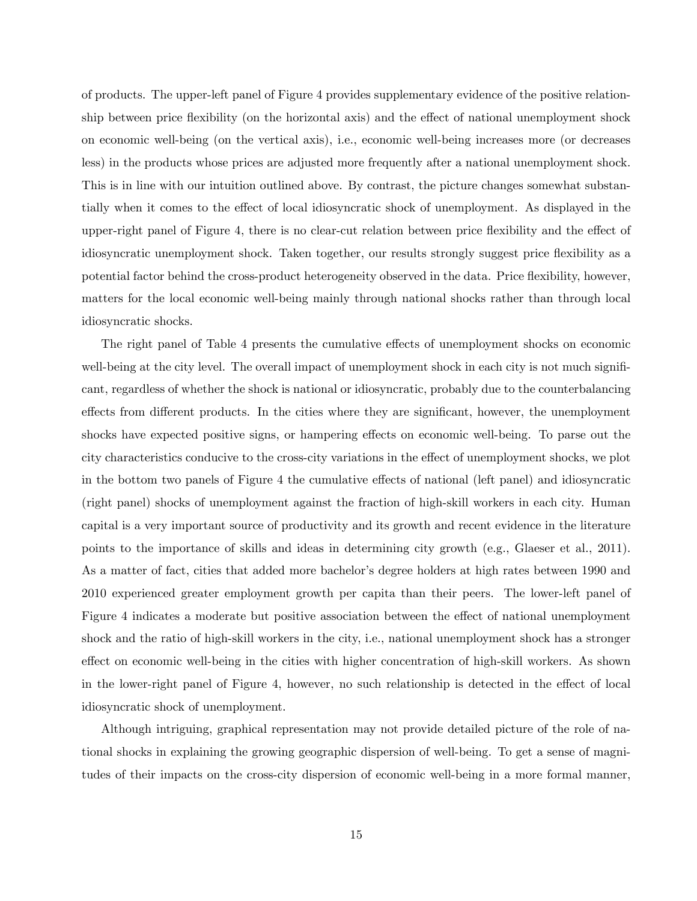of products. The upper-left panel of Figure 4 provides supplementary evidence of the positive relationship between price flexibility (on the horizontal axis) and the effect of national unemployment shock on economic well-being (on the vertical axis), i.e., economic well-being increases more (or decreases less) in the products whose prices are adjusted more frequently after a national unemployment shock. This is in line with our intuition outlined above. By contrast, the picture changes somewhat substantially when it comes to the effect of local idiosyncratic shock of unemployment. As displayed in the upper-right panel of Figure 4, there is no clear-cut relation between price flexibility and the effect of idiosyncratic unemployment shock. Taken together, our results strongly suggest price flexibility as a potential factor behind the cross-product heterogeneity observed in the data. Price flexibility, however, matters for the local economic well-being mainly through national shocks rather than through local idiosyncratic shocks.

The right panel of Table 4 presents the cumulative effects of unemployment shocks on economic well-being at the city level. The overall impact of unemployment shock in each city is not much significant, regardless of whether the shock is national or idiosyncratic, probably due to the counterbalancing effects from different products. In the cities where they are significant, however, the unemployment shocks have expected positive signs, or hampering effects on economic well-being. To parse out the city characteristics conducive to the cross-city variations in the effect of unemployment shocks, we plot in the bottom two panels of Figure 4 the cumulative effects of national (left panel) and idiosyncratic (right panel) shocks of unemployment against the fraction of high-skill workers in each city. Human capital is a very important source of productivity and its growth and recent evidence in the literature points to the importance of skills and ideas in determining city growth (e.g., Glaeser et al., 2011). As a matter of fact, cities that added more bachelor's degree holders at high rates between 1990 and 2010 experienced greater employment growth per capita than their peers. The lower-left panel of Figure 4 indicates a moderate but positive association between the effect of national unemployment shock and the ratio of high-skill workers in the city, i.e., national unemployment shock has a stronger effect on economic well-being in the cities with higher concentration of high-skill workers. As shown in the lower-right panel of Figure 4, however, no such relationship is detected in the effect of local idiosyncratic shock of unemployment.

Although intriguing, graphical representation may not provide detailed picture of the role of national shocks in explaining the growing geographic dispersion of well-being. To get a sense of magnitudes of their impacts on the cross-city dispersion of economic well-being in a more formal manner,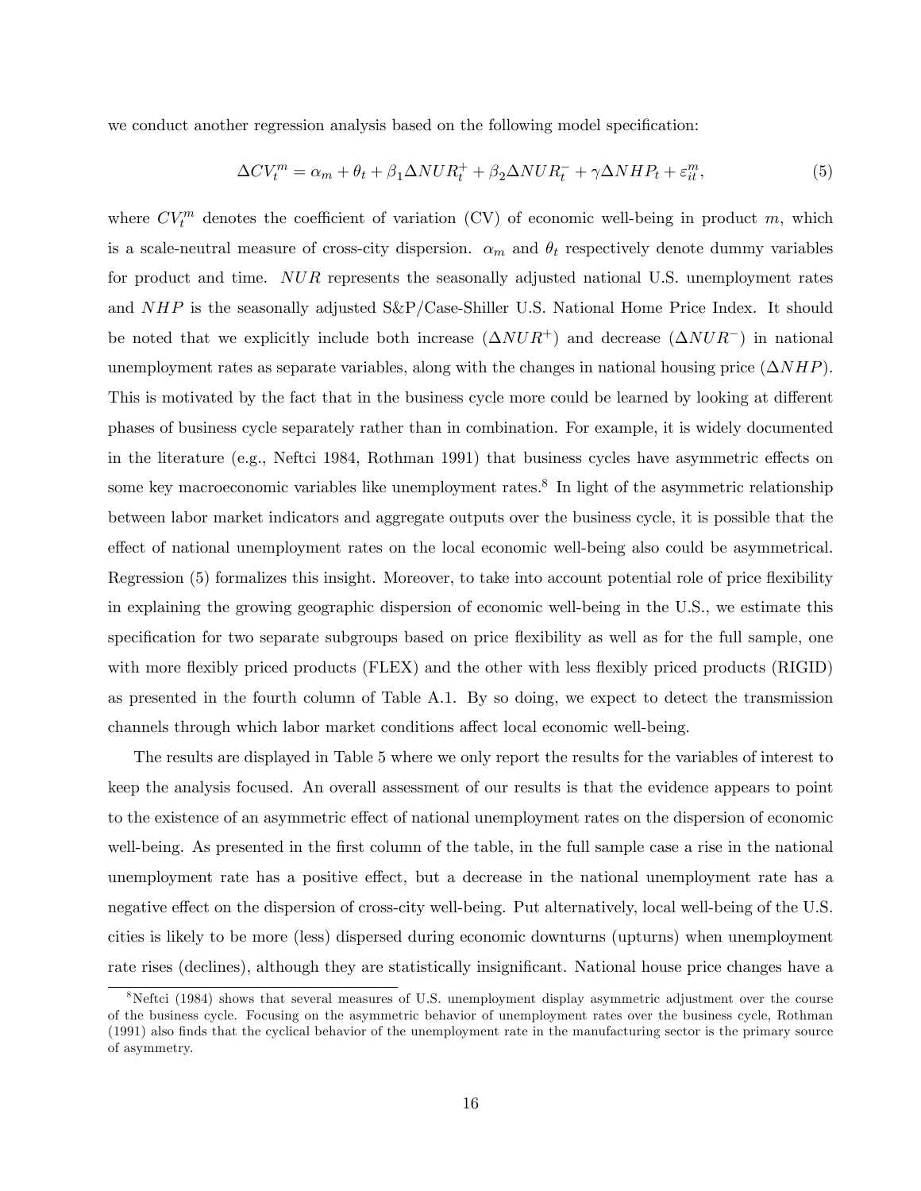we conduct another regression analysis based on the following model specification:

$$\Delta CV_t^m = \alpha_m + \theta_t + \beta_1 \Delta NUR_t^+ + \beta_2 \Delta NUR_t^- + \gamma \Delta NHP_t + \varepsilon_{it}^m, \tag{5}$$

where $CV_t^m$ denotes the coefficient of variation (CV) of economic well-being in product $m$, which is a scale-neutral measure of cross-city dispersion. $\alpha_m$ and $\theta_t$ respectively denote dummy variables for product and time. $NUR$ represents the seasonally adjusted national U.S. unemployment rates and $NHP$ is the seasonally adjusted S&P/Case-Shiller U.S. National Home Price Index. It should be noted that we explicitly include both increase ($\Delta NUR^+$) and decrease ($\Delta NUR^-$) in national unemployment rates as separate variables, along with the changes in national housing price ($\Delta NHP$). This is motivated by the fact that in the business cycle more could be learned by looking at different phases of business cycle separately rather than in combination. For example, it is widely documented in the literature (e.g., Neftci 1984, Rothman 1991) that business cycles have asymmetric effects on some key macroeconomic variables like unemployment rates.[8] In light of the asymmetric relationship between labor market indicators and aggregate outputs over the business cycle, it is possible that the effect of national unemployment rates on the local economic well-being also could be asymmetrical. Regression (5) formalizes this insight. Moreover, to take into account potential role of price flexibility in explaining the growing geographic dispersion of economic well-being in the U.S., we estimate this specification for two separate subgroups based on price flexibility as well as for the full sample, one with more flexibly priced products (FLEX) and the other with less flexibly priced products (RIGID) as presented in the fourth column of Table A.1. By so doing, we expect to detect the transmission channels through which labor market conditions affect local economic well-being.

The results are displayed in Table 5 where we only report the results for the variables of interest to keep the analysis focused. An overall assessment of our results is that the evidence appears to point to the existence of an asymmetric effect of national unemployment rates on the dispersion of economic well-being. As presented in the first column of the table, in the full sample case a rise in the national unemployment rate has a positive effect, but a decrease in the national unemployment rate has a negative effect on the dispersion of cross-city well-being. Put alternatively, local well-being of the U.S. cities is likely to be more (less) dispersed during economic downturns (upturns) when unemployment rate rises (declines), although they are statistically insignificant. National house price changes have a

[8] Neftci (1984) shows that several measures of U.S. unemployment display asymmetric adjustment over the course of the business cycle. Focusing on the asymmetric behavior of unemployment rates over the business cycle, Rothman (1991) also finds that the cyclical behavior of the unemployment rate in the manufacturing sector is the primary source of asymmetry.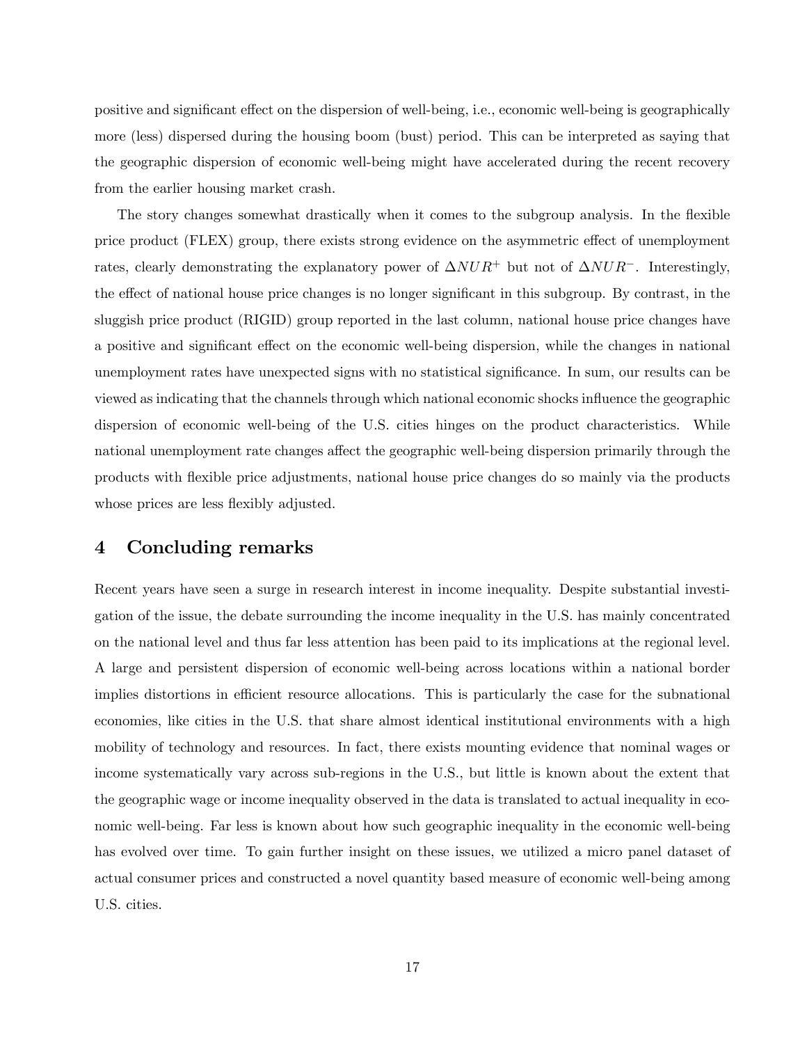positive and significant effect on the dispersion of well-being, i.e., economic well-being is geographically more (less) dispersed during the housing boom (bust) period. This can be interpreted as saying that the geographic dispersion of economic well-being might have accelerated during the recent recovery from the earlier housing market crash.

The story changes somewhat drastically when it comes to the subgroup analysis. In the flexible price product (FLEX) group, there exists strong evidence on the asymmetric effect of unemployment rates, clearly demonstrating the explanatory power of $\Delta NUR^{+}$ but not of $\Delta NUR^{-}$. Interestingly, the effect of national house price changes is no longer significant in this subgroup. By contrast, in the sluggish price product (RIGID) group reported in the last column, national house price changes have a positive and significant effect on the economic well-being dispersion, while the changes in national unemployment rates have unexpected signs with no statistical significance. In sum, our results can be viewed as indicating that the channels through which national economic shocks influence the geographic dispersion of economic well-being of the U.S. cities hinges on the product characteristics. While national unemployment rate changes affect the geographic well-being dispersion primarily through the products with flexible price adjustments, national house price changes do so mainly via the products whose prices are less flexibly adjusted.

## 4 Concluding remarks

Recent years have seen a surge in research interest in income inequality. Despite substantial investigation of the issue, the debate surrounding the income inequality in the U.S. has mainly concentrated on the national level and thus far less attention has been paid to its implications at the regional level. A large and persistent dispersion of economic well-being across locations within a national border implies distortions in efficient resource allocations. This is particularly the case for the subnational economies, like cities in the U.S. that share almost identical institutional environments with a high mobility of technology and resources. In fact, there exists mounting evidence that nominal wages or income systematically vary across sub-regions in the U.S., but little is known about the extent that the geographic wage or income inequality observed in the data is translated to actual inequality in economic well-being. Far less is known about how such geographic inequality in the economic well-being has evolved over time. To gain further insight on these issues, we utilized a micro panel dataset of actual consumer prices and constructed a novel quantity based measure of economic well-being among U.S. cities.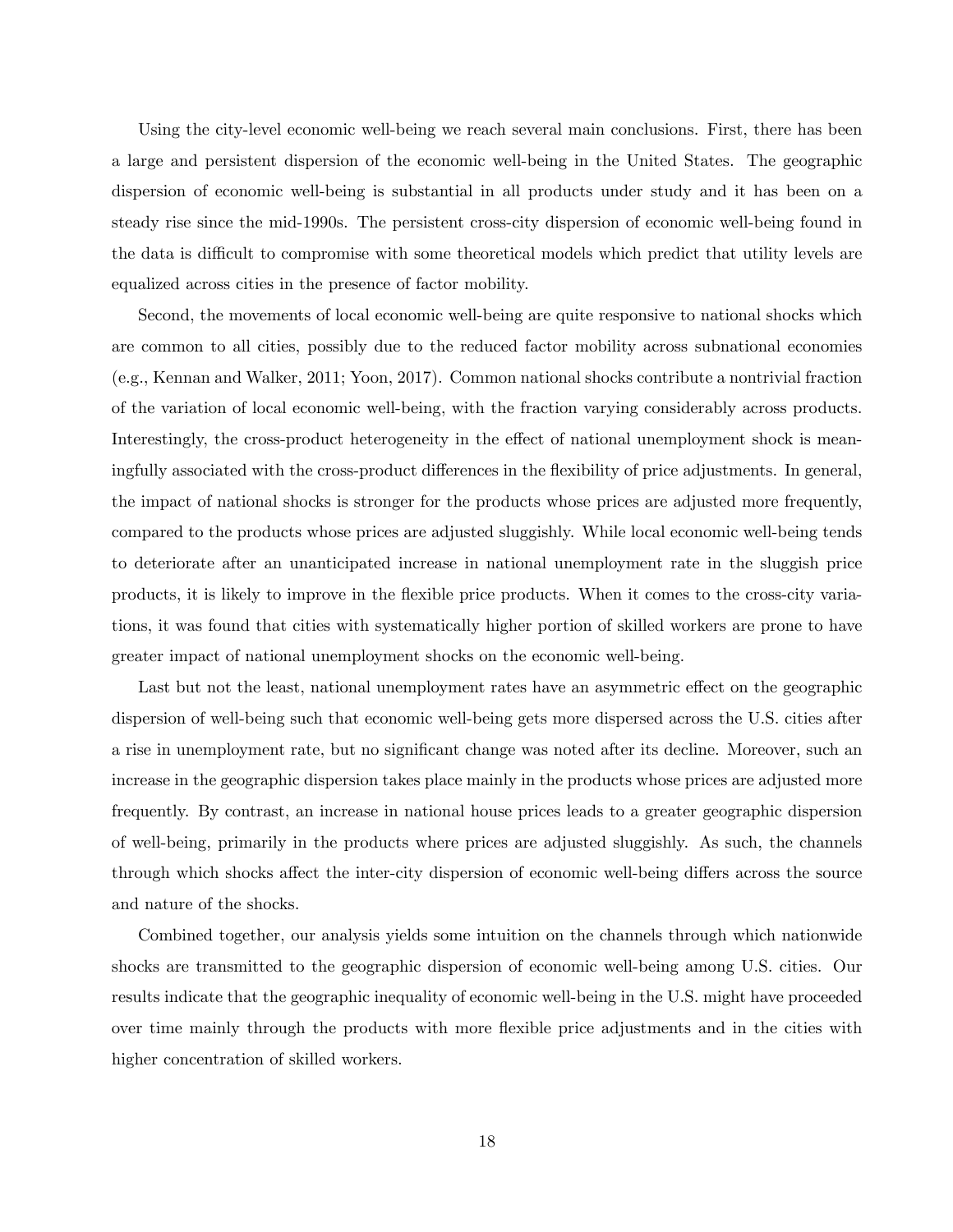Using the city-level economic well-being we reach several main conclusions. First, there has been a large and persistent dispersion of the economic well-being in the United States. The geographic dispersion of economic well-being is substantial in all products under study and it has been on a steady rise since the mid-1990s. The persistent cross-city dispersion of economic well-being found in the data is difficult to compromise with some theoretical models which predict that utility levels are equalized across cities in the presence of factor mobility.

Second, the movements of local economic well-being are quite responsive to national shocks which are common to all cities, possibly due to the reduced factor mobility across subnational economies (e.g., Kennan and Walker, 2011; Yoon, 2017). Common national shocks contribute a nontrivial fraction of the variation of local economic well-being, with the fraction varying considerably across products. Interestingly, the cross-product heterogeneity in the effect of national unemployment shock is meaningfully associated with the cross-product differences in the flexibility of price adjustments. In general, the impact of national shocks is stronger for the products whose prices are adjusted more frequently, compared to the products whose prices are adjusted sluggishly. While local economic well-being tends to deteriorate after an unanticipated increase in national unemployment rate in the sluggish price products, it is likely to improve in the flexible price products. When it comes to the cross-city variations, it was found that cities with systematically higher portion of skilled workers are prone to have greater impact of national unemployment shocks on the economic well-being.

Last but not the least, national unemployment rates have an asymmetric effect on the geographic dispersion of well-being such that economic well-being gets more dispersed across the U.S. cities after a rise in unemployment rate, but no significant change was noted after its decline. Moreover, such an increase in the geographic dispersion takes place mainly in the products whose prices are adjusted more frequently. By contrast, an increase in national house prices leads to a greater geographic dispersion of well-being, primarily in the products where prices are adjusted sluggishly. As such, the channels through which shocks affect the inter-city dispersion of economic well-being differs across the source and nature of the shocks.

Combined together, our analysis yields some intuition on the channels through which nationwide shocks are transmitted to the geographic dispersion of economic well-being among U.S. cities. Our results indicate that the geographic inequality of economic well-being in the U.S. might have proceeded over time mainly through the products with more flexible price adjustments and in the cities with higher concentration of skilled workers.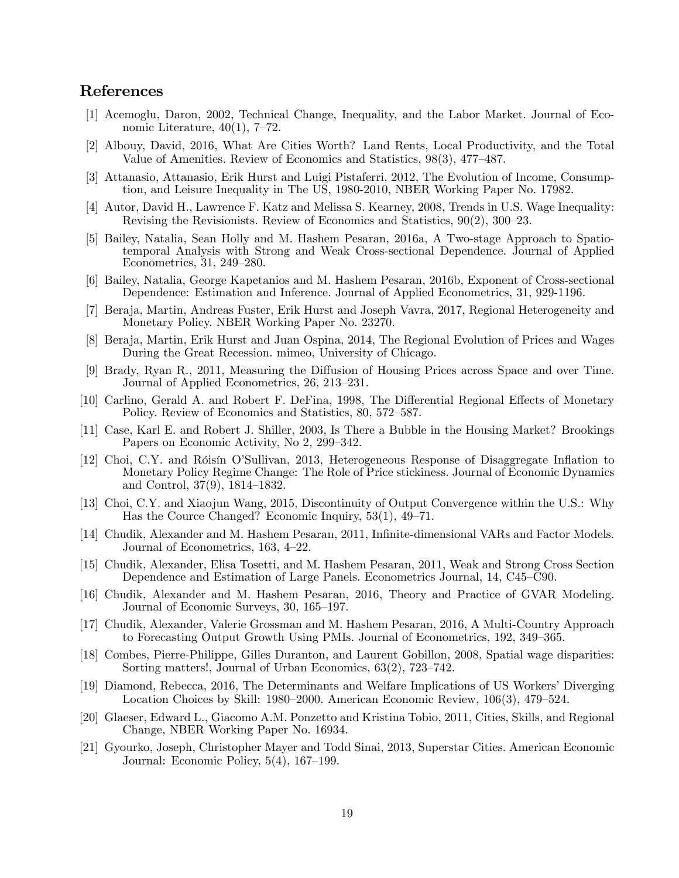## References

[1] Acemoglu, Daron, 2002, Technical Change, Inequality, and the Labor Market. Journal of Economic Literature, 40(1), 7–72.

[2] Albouy, David, 2016, What Are Cities Worth? Land Rents, Local Productivity, and the Total Value of Amenities. Review of Economics and Statistics, 98(3), 477–487.

[3] Attanasio, Attanasio, Erik Hurst and Luigi Pistaferri, 2012, The Evolution of Income, Consumption, and Leisure Inequality in The US, 1980-2010, NBER Working Paper No. 17982.

[4] Autor, David H., Lawrence F. Katz and Melissa S. Kearney, 2008, Trends in U.S. Wage Inequality: Revising the Revisionists. Review of Economics and Statistics, 90(2), 300–23.

[5] Bailey, Natalia, Sean Holly and M. Hashem Pesaran, 2016a, A Two-stage Approach to Spatio-temporal Analysis with Strong and Weak Cross-sectional Dependence. Journal of Applied Econometrics, 31, 249–280.

[6] Bailey, Natalia, George Kapetanios and M. Hashem Pesaran, 2016b, Exponent of Cross-sectional Dependence: Estimation and Inference. Journal of Applied Econometrics, 31, 929-1196.

[7] Beraja, Martin, Andreas Fuster, Erik Hurst and Joseph Vavra, 2017, Regional Heterogeneity and Monetary Policy. NBER Working Paper No. 23270.

[8] Beraja, Martin, Erik Hurst and Juan Ospina, 2014, The Regional Evolution of Prices and Wages During the Great Recession. mimeo, University of Chicago.

[9] Brady, Ryan R., 2011, Measuring the Diffusion of Housing Prices across Space and over Time. Journal of Applied Econometrics, 26, 213–231.

[10] Carlino, Gerald A. and Robert F. DeFina, 1998, The Differential Regional Effects of Monetary Policy. Review of Economics and Statistics, 80, 572–587.

[11] Case, Karl E. and Robert J. Shiller, 2003, Is There a Bubble in the Housing Market? Brookings Papers on Economic Activity, No 2, 299–342.

[12] Choi, C.Y. and Róisín O'Sullivan, 2013, Heterogeneous Response of Disaggregate Inflation to Monetary Policy Regime Change: The Role of Price stickiness. Journal of Economic Dynamics and Control, 37(9), 1814–1832.

[13] Choi, C.Y. and Xiaojun Wang, 2015, Discontinuity of Output Convergence within the U.S.: Why Has the Cource Changed? Economic Inquiry, 53(1), 49–71.

[14] Chudik, Alexander and M. Hashem Pesaran, 2011, Infinite-dimensional VARs and Factor Models. Journal of Econometrics, 163, 4–22.

[15] Chudik, Alexander, Elisa Tosetti, and M. Hashem Pesaran, 2011, Weak and Strong Cross Section Dependence and Estimation of Large Panels. Econometrics Journal, 14, C45–C90.

[16] Chudik, Alexander and M. Hashem Pesaran, 2016, Theory and Practice of GVAR Modeling. Journal of Economic Surveys, 30, 165–197.

[17] Chudik, Alexander, Valerie Grossman and M. Hashem Pesaran, 2016, A Multi-Country Approach to Forecasting Output Growth Using PMIs. Journal of Econometrics, 192, 349–365.

[18] Combes, Pierre-Philippe, Gilles Duranton, and Laurent Gobillon, 2008, Spatial wage disparities: Sorting matters!, Journal of Urban Economics, 63(2), 723–742.

[19] Diamond, Rebecca, 2016, The Determinants and Welfare Implications of US Workers' Diverging Location Choices by Skill: 1980–2000. American Economic Review, 106(3), 479–524.

[20] Glaeser, Edward L., Giacomo A.M. Ponzetto and Kristina Tobio, 2011, Cities, Skills, and Regional Change, NBER Working Paper No. 16934.

[21] Gyourko, Joseph, Christopher Mayer and Todd Sinai, 2013, Superstar Cities. American Economic Journal: Economic Policy, 5(4), 167–199.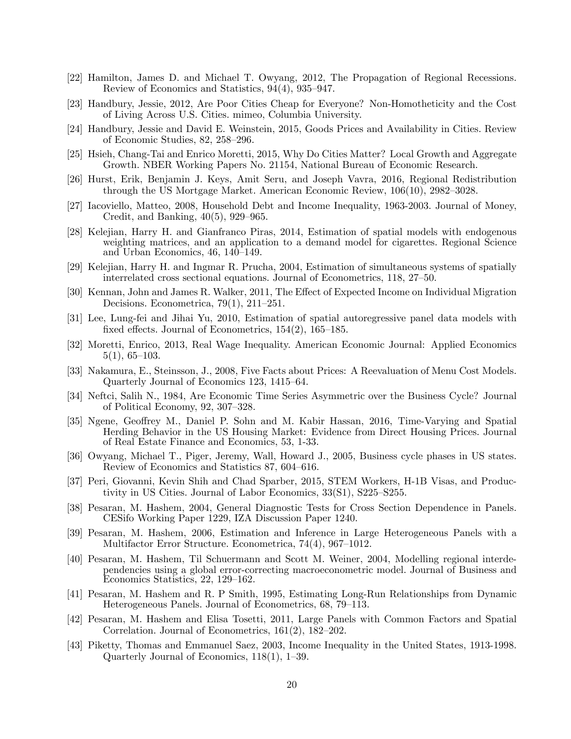[22] Hamilton, James D. and Michael T. Owyang, 2012, The Propagation of Regional Recessions. Review of Economics and Statistics, 94(4), 935–947.

[23] Handbury, Jessie, 2012, Are Poor Cities Cheap for Everyone? Non-Homotheticity and the Cost of Living Across U.S. Cities. mimeo, Columbia University.

[24] Handbury, Jessie and David E. Weinstein, 2015, Goods Prices and Availability in Cities. Review of Economic Studies, 82, 258–296.

[25] Hsieh, Chang-Tai and Enrico Moretti, 2015, Why Do Cities Matter? Local Growth and Aggregate Growth. NBER Working Papers No. 21154, National Bureau of Economic Research.

[26] Hurst, Erik, Benjamin J. Keys, Amit Seru, and Joseph Vavra, 2016, Regional Redistribution through the US Mortgage Market. American Economic Review, 106(10), 2982–3028.

[27] Iacoviello, Matteo, 2008, Household Debt and Income Inequality, 1963-2003. Journal of Money, Credit, and Banking, 40(5), 929–965.

[28] Kelejian, Harry H. and Gianfranco Piras, 2014, Estimation of spatial models with endogenous weighting matrices, and an application to a demand model for cigarettes. Regional Science and Urban Economics, 46, 140–149.

[29] Kelejian, Harry H. and Ingmar R. Prucha, 2004, Estimation of simultaneous systems of spatially interrelated cross sectional equations. Journal of Econometrics, 118, 27–50.

[30] Kennan, John and James R. Walker, 2011, The Effect of Expected Income on Individual Migration Decisions. Econometrica, 79(1), 211–251.

[31] Lee, Lung-fei and Jihai Yu, 2010, Estimation of spatial autoregressive panel data models with fixed effects. Journal of Econometrics, 154(2), 165–185.

[32] Moretti, Enrico, 2013, Real Wage Inequality. American Economic Journal: Applied Economics 5(1), 65–103.

[33] Nakamura, E., Steinsson, J., 2008, Five Facts about Prices: A Reevaluation of Menu Cost Models. Quarterly Journal of Economics 123, 1415–64.

[34] Neftci, Salih N., 1984, Are Economic Time Series Asymmetric over the Business Cycle? Journal of Political Economy, 92, 307–328.

[35] Ngene, Geoffrey M., Daniel P. Sohn and M. Kabir Hassan, 2016, Time-Varying and Spatial Herding Behavior in the US Housing Market: Evidence from Direct Housing Prices. Journal of Real Estate Finance and Economics, 53, 1-33.

[36] Owyang, Michael T., Piger, Jeremy, Wall, Howard J., 2005, Business cycle phases in US states. Review of Economics and Statistics 87, 604–616.

[37] Peri, Giovanni, Kevin Shih and Chad Sparber, 2015, STEM Workers, H-1B Visas, and Productivity in US Cities. Journal of Labor Economics, 33(S1), S225–S255.

[38] Pesaran, M. Hashem, 2004, General Diagnostic Tests for Cross Section Dependence in Panels. CESifo Working Paper 1229, IZA Discussion Paper 1240.

[39] Pesaran, M. Hashem, 2006, Estimation and Inference in Large Heterogeneous Panels with a Multifactor Error Structure. Econometrica, 74(4), 967–1012.

[40] Pesaran, M. Hashem, Til Schuermann and Scott M. Weiner, 2004, Modelling regional interdependencies using a global error-correcting macroeconometric model. Journal of Business and Economics Statistics, 22, 129–162.

[41] Pesaran, M. Hashem and R. P Smith, 1995, Estimating Long-Run Relationships from Dynamic Heterogeneous Panels. Journal of Econometrics, 68, 79–113.

[42] Pesaran, M. Hashem and Elisa Tosetti, 2011, Large Panels with Common Factors and Spatial Correlation. Journal of Econometrics, 161(2), 182–202.

[43] Piketty, Thomas and Emmanuel Saez, 2003, Income Inequality in the United States, 1913-1998. Quarterly Journal of Economics, 118(1), 1–39.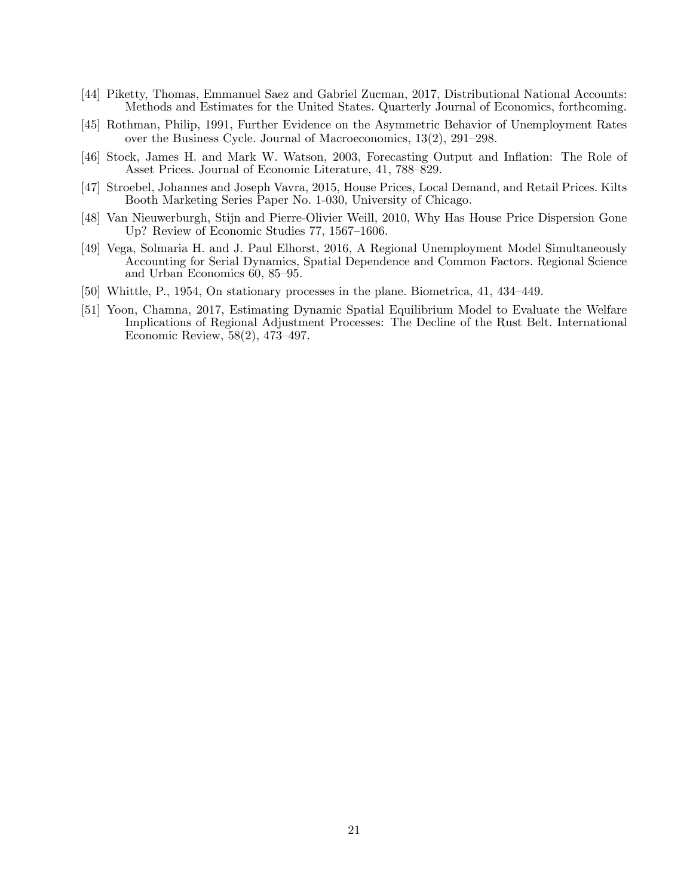[44] Piketty, Thomas, Emmanuel Saez and Gabriel Zucman, 2017, Distributional National Accounts: Methods and Estimates for the United States. Quarterly Journal of Economics, forthcoming.

[45] Rothman, Philip, 1991, Further Evidence on the Asymmetric Behavior of Unemployment Rates over the Business Cycle. Journal of Macroeconomics, 13(2), 291–298.

[46] Stock, James H. and Mark W. Watson, 2003, Forecasting Output and Inflation: The Role of Asset Prices. Journal of Economic Literature, 41, 788–829.

[47] Stroebel, Johannes and Joseph Vavra, 2015, House Prices, Local Demand, and Retail Prices. Kilts Booth Marketing Series Paper No. 1-030, University of Chicago.

[48] Van Nieuwerburgh, Stijn and Pierre-Olivier Weill, 2010, Why Has House Price Dispersion Gone Up? Review of Economic Studies 77, 1567–1606.

[49] Vega, Solmaria H. and J. Paul Elhorst, 2016, A Regional Unemployment Model Simultaneously Accounting for Serial Dynamics, Spatial Dependence and Common Factors. Regional Science and Urban Economics 60, 85–95.

[50] Whittle, P., 1954, On stationary processes in the plane. Biometrica, 41, 434–449.

[51] Yoon, Chamna, 2017, Estimating Dynamic Spatial Equilibrium Model to Evaluate the Welfare Implications of Regional Adjustment Processes: The Decline of the Rust Belt. International Economic Review, 58(2), 473–497.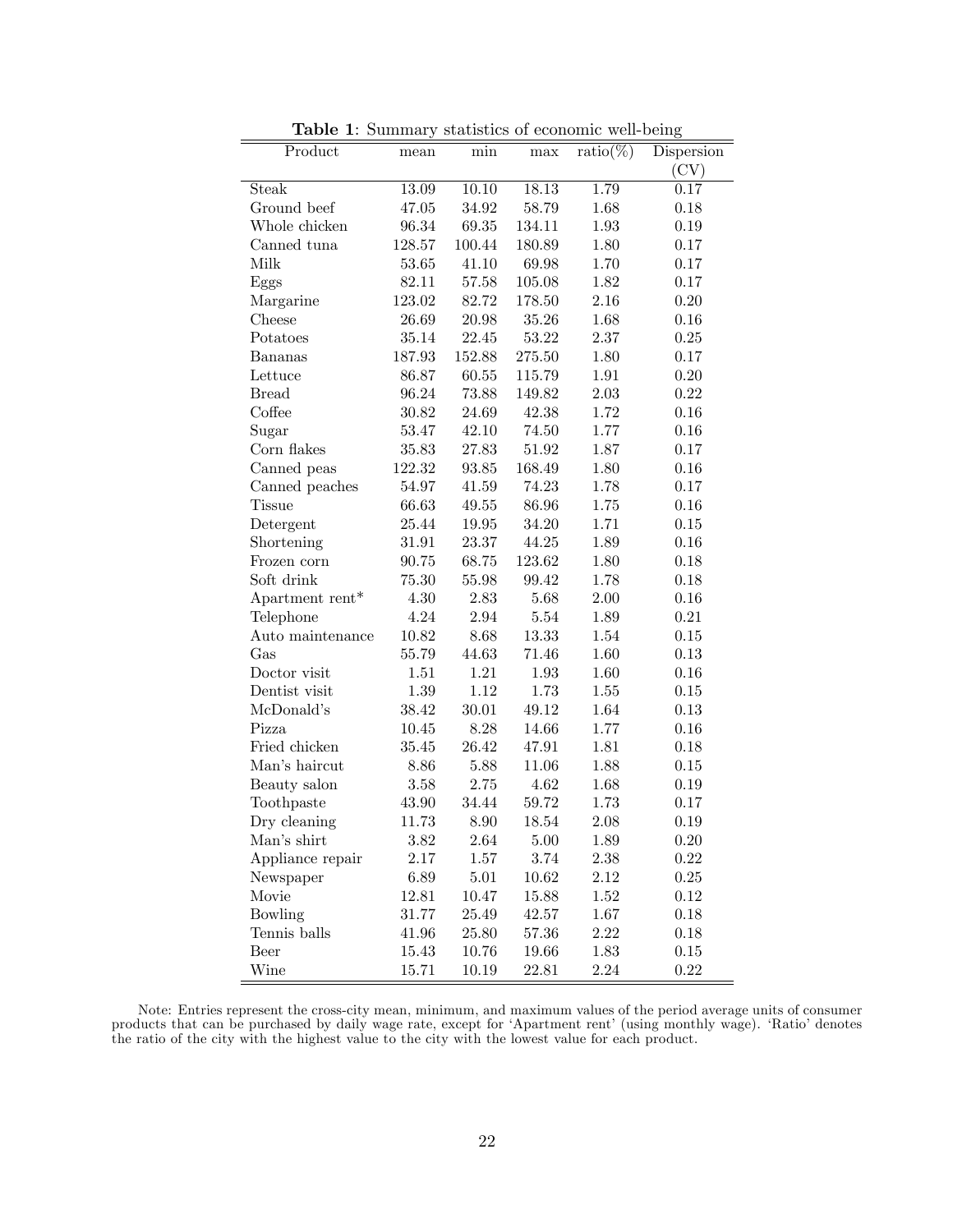**Table 1**: Summary statistics of economic well-being

| Product | mean | min | max | ratio(%) | Dispersion (CV) |
|---|---|---|---|---|---|
| Steak | 13.09 | 10.10 | 18.13 | 1.79 | 0.17 |
| Ground beef | 47.05 | 34.92 | 58.79 | 1.68 | 0.18 |
| Whole chicken | 96.34 | 69.35 | 134.11 | 1.93 | 0.19 |
| Canned tuna | 128.57 | 100.44 | 180.89 | 1.80 | 0.17 |
| Milk | 53.65 | 41.10 | 69.98 | 1.70 | 0.17 |
| Eggs | 82.11 | 57.58 | 105.08 | 1.82 | 0.17 |
| Margarine | 123.02 | 82.72 | 178.50 | 2.16 | 0.20 |
| Cheese | 26.69 | 20.98 | 35.26 | 1.68 | 0.16 |
| Potatoes | 35.14 | 22.45 | 53.22 | 2.37 | 0.25 |
| Bananas | 187.93 | 152.88 | 275.50 | 1.80 | 0.17 |
| Lettuce | 86.87 | 60.55 | 115.79 | 1.91 | 0.20 |
| Bread | 96.24 | 73.88 | 149.82 | 2.03 | 0.22 |
| Coffee | 30.82 | 24.69 | 42.38 | 1.72 | 0.16 |
| Sugar | 53.47 | 42.10 | 74.50 | 1.77 | 0.16 |
| Corn flakes | 35.83 | 27.83 | 51.92 | 1.87 | 0.17 |
| Canned peas | 122.32 | 93.85 | 168.49 | 1.80 | 0.16 |
| Canned peaches | 54.97 | 41.59 | 74.23 | 1.78 | 0.17 |
| Tissue | 66.63 | 49.55 | 86.96 | 1.75 | 0.16 |
| Detergent | 25.44 | 19.95 | 34.20 | 1.71 | 0.15 |
| Shortening | 31.91 | 23.37 | 44.25 | 1.89 | 0.16 |
| Frozen corn | 90.75 | 68.75 | 123.62 | 1.80 | 0.18 |
| Soft drink | 75.30 | 55.98 | 99.42 | 1.78 | 0.18 |
| Apartment rent* | 4.30 | 2.83 | 5.68 | 2.00 | 0.16 |
| Telephone | 4.24 | 2.94 | 5.54 | 1.89 | 0.21 |
| Auto maintenance | 10.82 | 8.68 | 13.33 | 1.54 | 0.15 |
| Gas | 55.79 | 44.63 | 71.46 | 1.60 | 0.13 |
| Doctor visit | 1.51 | 1.21 | 1.93 | 1.60 | 0.16 |
| Dentist visit | 1.39 | 1.12 | 1.73 | 1.55 | 0.15 |
| McDonald's | 38.42 | 30.01 | 49.12 | 1.64 | 0.13 |
| Pizza | 10.45 | 8.28 | 14.66 | 1.77 | 0.16 |
| Fried chicken | 35.45 | 26.42 | 47.91 | 1.81 | 0.18 |
| Man's haircut | 8.86 | 5.88 | 11.06 | 1.88 | 0.15 |
| Beauty salon | 3.58 | 2.75 | 4.62 | 1.68 | 0.19 |
| Toothpaste | 43.90 | 34.44 | 59.72 | 1.73 | 0.17 |
| Dry cleaning | 11.73 | 8.90 | 18.54 | 2.08 | 0.19 |
| Man's shirt | 3.82 | 2.64 | 5.00 | 1.89 | 0.20 |
| Appliance repair | 2.17 | 1.57 | 3.74 | 2.38 | 0.22 |
| Newspaper | 6.89 | 5.01 | 10.62 | 2.12 | 0.25 |
| Movie | 12.81 | 10.47 | 15.88 | 1.52 | 0.12 |
| Bowling | 31.77 | 25.49 | 42.57 | 1.67 | 0.18 |
| Tennis balls | 41.96 | 25.80 | 57.36 | 2.22 | 0.18 |
| Beer | 15.43 | 10.76 | 19.66 | 1.83 | 0.15 |
| Wine | 15.71 | 10.19 | 22.81 | 2.24 | 0.22 |

Note: Entries represent the cross-city mean, minimum, and maximum values of the period average units of consumer products that can be purchased by daily wage rate, except for 'Apartment rent' (using monthly wage). 'Ratio' denotes the ratio of the city with the highest value to the city with the lowest value for each product.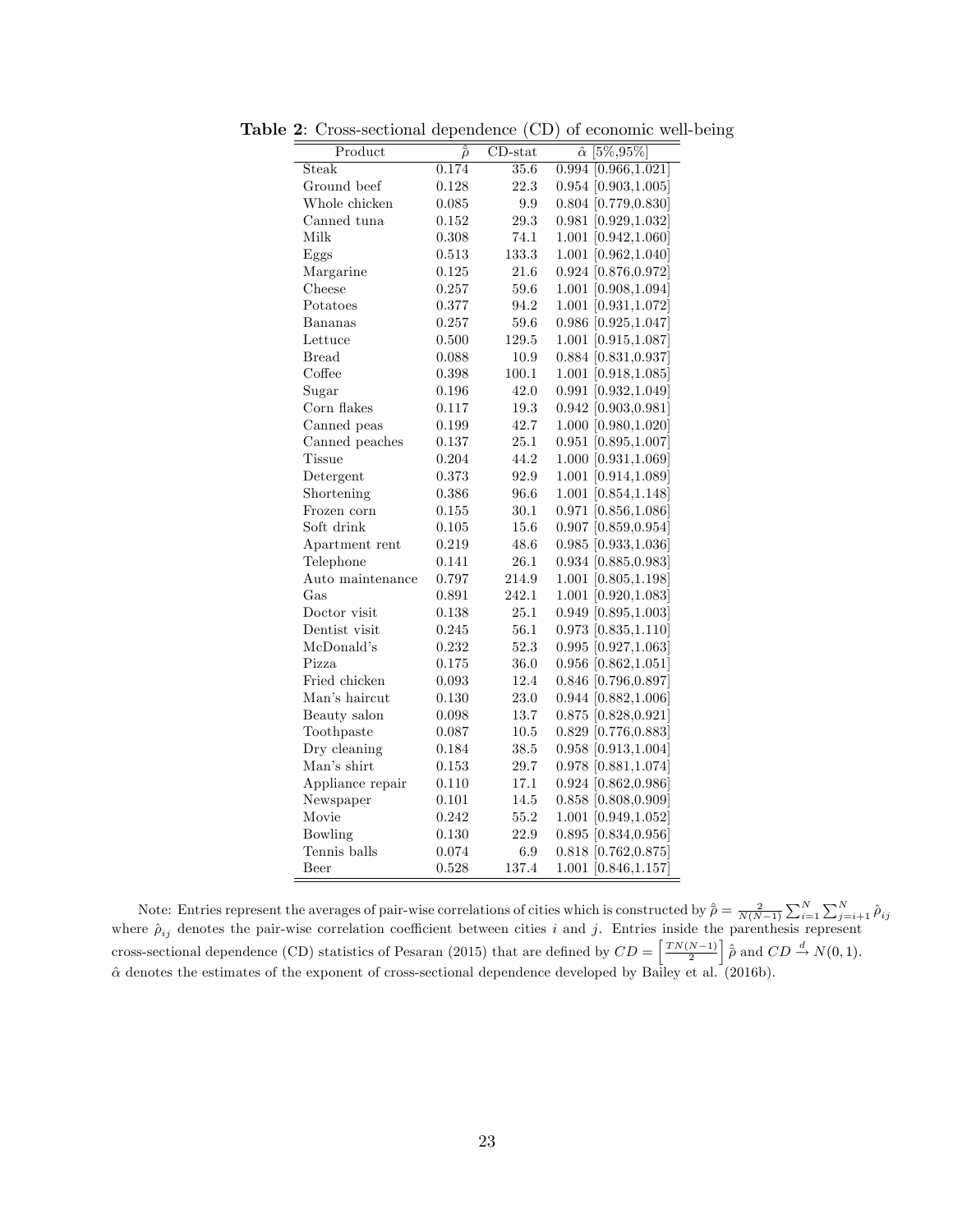**Table 2**: Cross-sectional dependence (CD) of economic well-being

| Product | $\hat{\bar{\rho}}$ | CD-stat | $\hat{\alpha}$ [5%,95%] |
|---|---|---|---|
| Steak | 0.174 | 35.6 | 0.994 [0.966,1.021] |
| Ground beef | 0.128 | 22.3 | 0.954 [0.903,1.005] |
| Whole chicken | 0.085 | 9.9 | 0.804 [0.779,0.830] |
| Canned tuna | 0.152 | 29.3 | 0.981 [0.929,1.032] |
| Milk | 0.308 | 74.1 | 1.001 [0.942,1.060] |
| Eggs | 0.513 | 133.3 | 1.001 [0.962,1.040] |
| Margarine | 0.125 | 21.6 | 0.924 [0.876,0.972] |
| Cheese | 0.257 | 59.6 | 1.001 [0.908,1.094] |
| Potatoes | 0.377 | 94.2 | 1.001 [0.931,1.072] |
| Bananas | 0.257 | 59.6 | 0.986 [0.925,1.047] |
| Lettuce | 0.500 | 129.5 | 1.001 [0.915,1.087] |
| Bread | 0.088 | 10.9 | 0.884 [0.831,0.937] |
| Coffee | 0.398 | 100.1 | 1.001 [0.918,1.085] |
| Sugar | 0.196 | 42.0 | 0.991 [0.932,1.049] |
| Corn flakes | 0.117 | 19.3 | 0.942 [0.903,0.981] |
| Canned peas | 0.199 | 42.7 | 1.000 [0.980,1.020] |
| Canned peaches | 0.137 | 25.1 | 0.951 [0.895,1.007] |
| Tissue | 0.204 | 44.2 | 1.000 [0.931,1.069] |
| Detergent | 0.373 | 92.9 | 1.001 [0.914,1.089] |
| Shortening | 0.386 | 96.6 | 1.001 [0.854,1.148] |
| Frozen corn | 0.155 | 30.1 | 0.971 [0.856,1.086] |
| Soft drink | 0.105 | 15.6 | 0.907 [0.859,0.954] |
| Apartment rent | 0.219 | 48.6 | 0.985 [0.933,1.036] |
| Telephone | 0.141 | 26.1 | 0.934 [0.885,0.983] |
| Auto maintenance | 0.797 | 214.9 | 1.001 [0.805,1.198] |
| Gas | 0.891 | 242.1 | 1.001 [0.920,1.083] |
| Doctor visit | 0.138 | 25.1 | 0.949 [0.895,1.003] |
| Dentist visit | 0.245 | 56.1 | 0.973 [0.835,1.110] |
| McDonald's | 0.232 | 52.3 | 0.995 [0.927,1.063] |
| Pizza | 0.175 | 36.0 | 0.956 [0.862,1.051] |
| Fried chicken | 0.093 | 12.4 | 0.846 [0.796,0.897] |
| Man's haircut | 0.130 | 23.0 | 0.944 [0.882,1.006] |
| Beauty salon | 0.098 | 13.7 | 0.875 [0.828,0.921] |
| Toothpaste | 0.087 | 10.5 | 0.829 [0.776,0.883] |
| Dry cleaning | 0.184 | 38.5 | 0.958 [0.913,1.004] |
| Man's shirt | 0.153 | 29.7 | 0.978 [0.881,1.074] |
| Appliance repair | 0.110 | 17.1 | 0.924 [0.862,0.986] |
| Newspaper | 0.101 | 14.5 | 0.858 [0.808,0.909] |
| Movie | 0.242 | 55.2 | 1.001 [0.949,1.052] |
| Bowling | 0.130 | 22.9 | 0.895 [0.834,0.956] |
| Tennis balls | 0.074 | 6.9 | 0.818 [0.762,0.875] |
| Beer | 0.528 | 137.4 | 1.001 [0.846,1.157] |

Note: Entries represent the averages of pair-wise correlations of cities which is constructed by $\hat{\bar{\rho}} = \frac{2}{N(N-1)} \sum_{i=1}^{N} \sum_{j=i+1}^{N} \hat{\rho}_{ij}$ where $\hat{\rho}_{ij}$ denotes the pair-wise correlation coefficient between cities $i$ and $j$. Entries inside the parenthesis represent cross-sectional dependence (CD) statistics of Pesaran (2015) that are defined by $CD = \left[\frac{TN(N-1)}{2}\right] \hat{\bar{\rho}}$ and $CD \xrightarrow{d} N(0,1)$. $\hat{\alpha}$ denotes the estimates of the exponent of cross-sectional dependence developed by Bailey et al. (2016b).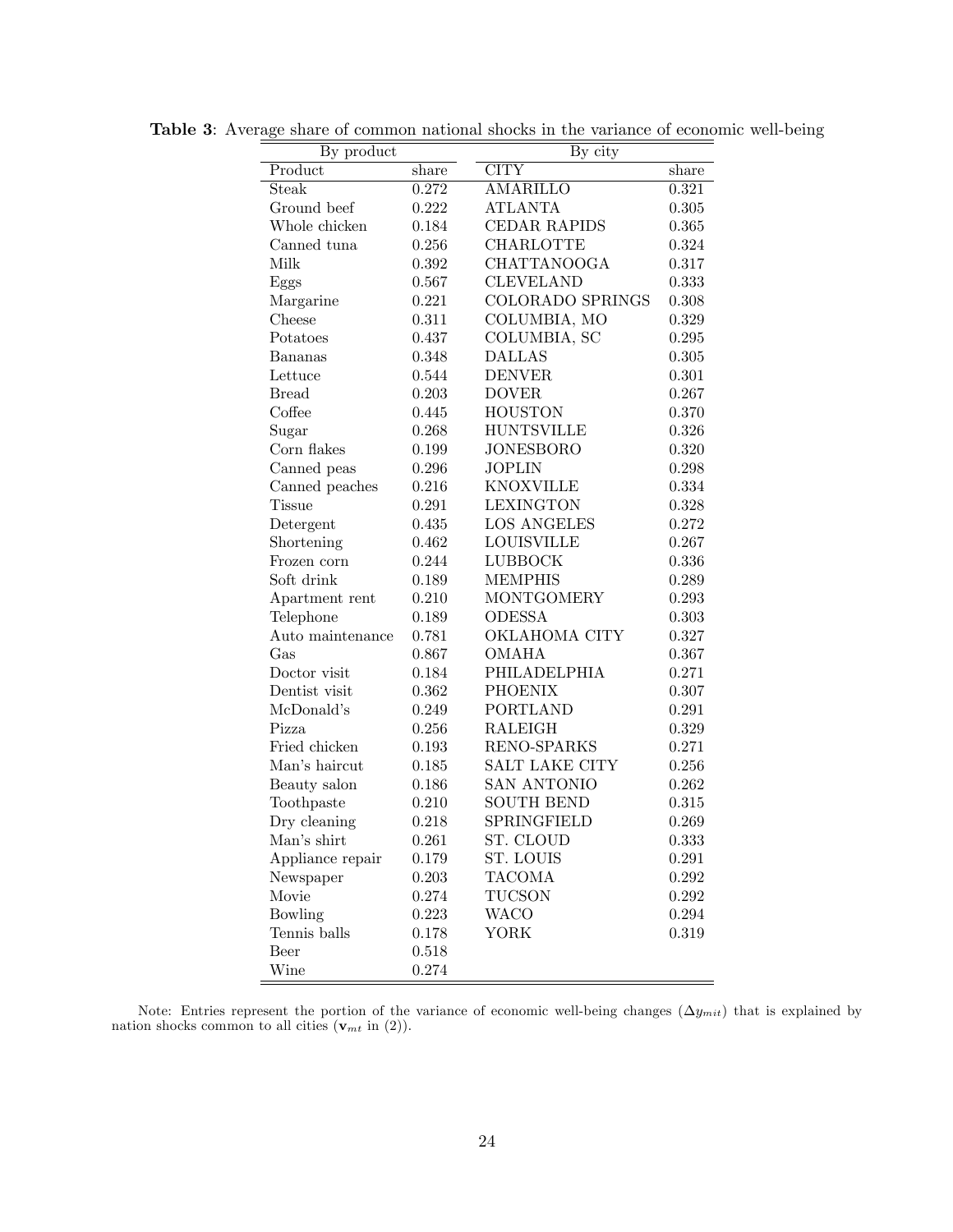**Table 3**: Average share of common national shocks in the variance of economic well-being

| By product | | By city | |
|---|---|---|---|
| Product | share | CITY | share |
| Steak | 0.272 | AMARILLO | 0.321 |
| Ground beef | 0.222 | ATLANTA | 0.305 |
| Whole chicken | 0.184 | CEDAR RAPIDS | 0.365 |
| Canned tuna | 0.256 | CHARLOTTE | 0.324 |
| Milk | 0.392 | CHATTANOOGA | 0.317 |
| Eggs | 0.567 | CLEVELAND | 0.333 |
| Margarine | 0.221 | COLORADO SPRINGS | 0.308 |
| Cheese | 0.311 | COLUMBIA, MO | 0.329 |
| Potatoes | 0.437 | COLUMBIA, SC | 0.295 |
| Bananas | 0.348 | DALLAS | 0.305 |
| Lettuce | 0.544 | DENVER | 0.301 |
| Bread | 0.203 | DOVER | 0.267 |
| Coffee | 0.445 | HOUSTON | 0.370 |
| Sugar | 0.268 | HUNTSVILLE | 0.326 |
| Corn flakes | 0.199 | JONESBORO | 0.320 |
| Canned peas | 0.296 | JOPLIN | 0.298 |
| Canned peaches | 0.216 | KNOXVILLE | 0.334 |
| Tissue | 0.291 | LEXINGTON | 0.328 |
| Detergent | 0.435 | LOS ANGELES | 0.272 |
| Shortening | 0.462 | LOUISVILLE | 0.267 |
| Frozen corn | 0.244 | LUBBOCK | 0.336 |
| Soft drink | 0.189 | MEMPHIS | 0.289 |
| Apartment rent | 0.210 | MONTGOMERY | 0.293 |
| Telephone | 0.189 | ODESSA | 0.303 |
| Auto maintenance | 0.781 | OKLAHOMA CITY | 0.327 |
| Gas | 0.867 | OMAHA | 0.367 |
| Doctor visit | 0.184 | PHILADELPHIA | 0.271 |
| Dentist visit | 0.362 | PHOENIX | 0.307 |
| McDonald's | 0.249 | PORTLAND | 0.291 |
| Pizza | 0.256 | RALEIGH | 0.329 |
| Fried chicken | 0.193 | RENO-SPARKS | 0.271 |
| Man's haircut | 0.185 | SALT LAKE CITY | 0.256 |
| Beauty salon | 0.186 | SAN ANTONIO | 0.262 |
| Toothpaste | 0.210 | SOUTH BEND | 0.315 |
| Dry cleaning | 0.218 | SPRINGFIELD | 0.269 |
| Man's shirt | 0.261 | ST. CLOUD | 0.333 |
| Appliance repair | 0.179 | ST. LOUIS | 0.291 |
| Newspaper | 0.203 | TACOMA | 0.292 |
| Movie | 0.274 | TUCSON | 0.292 |
| Bowling | 0.223 | WACO | 0.294 |
| Tennis balls | 0.178 | YORK | 0.319 |
| Beer | 0.518 | | |
| Wine | 0.274 | | |

Note: Entries represent the portion of the variance of economic well-being changes ($\Delta y_{mit}$) that is explained by nation shocks common to all cities ($\mathbf{v}_{mt}$ in (2)).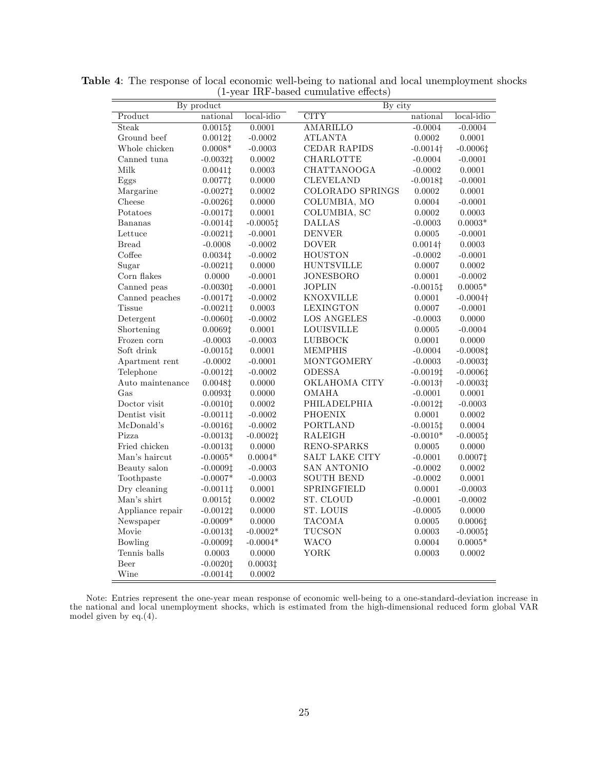**Table 4**: The response of local economic well-being to national and local unemployment shocks (1-year IRF-based cumulative effects)

| By product | | | By city | | |
|---|---|---|---|---|---|
| Product | national | local-idio | CITY | national | local-idio |
| Steak | 0.0015‡ | 0.0001 | AMARILLO | -0.0004 | -0.0004 |
| Ground beef | 0.0012‡ | -0.0002 | ATLANTA | 0.0002 | 0.0001 |
| Whole chicken | 0.0008* | -0.0003 | CEDAR RAPIDS | -0.0014† | -0.0006‡ |
| Canned tuna | -0.0032‡ | 0.0002 | CHARLOTTE | -0.0004 | -0.0001 |
| Milk | 0.0041‡ | 0.0003 | CHATTANOOGA | -0.0002 | 0.0001 |
| Eggs | 0.0077‡ | 0.0000 | CLEVELAND | -0.0018‡ | -0.0001 |
| Margarine | -0.0027‡ | 0.0002 | COLORADO SPRINGS | 0.0002 | 0.0001 |
| Cheese | -0.0026‡ | 0.0000 | COLUMBIA, MO | 0.0004 | -0.0001 |
| Potatoes | -0.0017‡ | 0.0001 | COLUMBIA, SC | 0.0002 | 0.0003 |
| Bananas | -0.0014‡ | -0.0005‡ | DALLAS | -0.0003 | 0.0003* |
| Lettuce | -0.0021‡ | -0.0001 | DENVER | 0.0005 | -0.0001 |
| Bread | -0.0008 | -0.0002 | DOVER | 0.0014† | 0.0003 |
| Coffee | 0.0034‡ | -0.0002 | HOUSTON | -0.0002 | -0.0001 |
| Sugar | -0.0021‡ | 0.0000 | HUNTSVILLE | 0.0007 | 0.0002 |
| Corn flakes | 0.0000 | -0.0001 | JONESBORO | 0.0001 | -0.0002 |
| Canned peas | -0.0030‡ | -0.0001 | JOPLIN | -0.0015‡ | 0.0005* |
| Canned peaches | -0.0017‡ | -0.0002 | KNOXVILLE | 0.0001 | -0.0004† |
| Tissue | -0.0021‡ | 0.0003 | LEXINGTON | 0.0007 | -0.0001 |
| Detergent | -0.0060‡ | -0.0002 | LOS ANGELES | -0.0003 | 0.0000 |
| Shortening | 0.0069‡ | 0.0001 | LOUISVILLE | 0.0005 | -0.0004 |
| Frozen corn | -0.0003 | -0.0003 | LUBBOCK | 0.0001 | 0.0000 |
| Soft drink | -0.0015‡ | 0.0001 | MEMPHIS | -0.0004 | -0.0008‡ |
| Apartment rent | -0.0002 | -0.0001 | MONTGOMERY | -0.0003 | -0.0003‡ |
| Telephone | -0.0012‡ | -0.0002 | ODESSA | -0.0019‡ | -0.0006‡ |
| Auto maintenance | 0.0048‡ | 0.0000 | OKLAHOMA CITY | -0.0013† | -0.0003‡ |
| Gas | 0.0093‡ | 0.0000 | OMAHA | -0.0001 | 0.0001 |
| Doctor visit | -0.0010‡ | 0.0002 | PHILADELPHIA | -0.0012‡ | -0.0003 |
| Dentist visit | -0.0011‡ | -0.0002 | PHOENIX | 0.0001 | 0.0002 |
| McDonald's | -0.0016‡ | -0.0002 | PORTLAND | -0.0015‡ | 0.0004 |
| Pizza | -0.0013‡ | -0.0002‡ | RALEIGH | -0.0010* | -0.0005‡ |
| Fried chicken | -0.0013‡ | 0.0000 | RENO-SPARKS | 0.0005 | 0.0000 |
| Man's haircut | -0.0005* | 0.0004* | SALT LAKE CITY | -0.0001 | 0.0007‡ |
| Beauty salon | -0.0009‡ | -0.0003 | SAN ANTONIO | -0.0002 | 0.0002 |
| Toothpaste | -0.0007* | -0.0003 | SOUTH BEND | -0.0002 | 0.0001 |
| Dry cleaning | -0.0011‡ | 0.0001 | SPRINGFIELD | 0.0001 | -0.0003 |
| Man's shirt | 0.0015‡ | 0.0002 | ST. CLOUD | -0.0001 | -0.0002 |
| Appliance repair | -0.0012‡ | 0.0000 | ST. LOUIS | -0.0005 | 0.0000 |
| Newspaper | -0.0009* | 0.0000 | TACOMA | 0.0005 | 0.0006‡ |
| Movie | -0.0013‡ | -0.0002* | TUCSON | 0.0003 | -0.0005‡ |
| Bowling | -0.0009‡ | -0.0004* | WACO | 0.0004 | 0.0005* |
| Tennis balls | 0.0003 | 0.0000 | YORK | 0.0003 | 0.0002 |
| Beer | -0.0020‡ | 0.0003‡ | | | |
| Wine | -0.0014‡ | 0.0002 | | | |

Note: Entries represent the one-year mean response of economic well-being to a one-standard-deviation increase in the national and local unemployment shocks, which is estimated from the high-dimensional reduced form global VAR model given by eq.(4).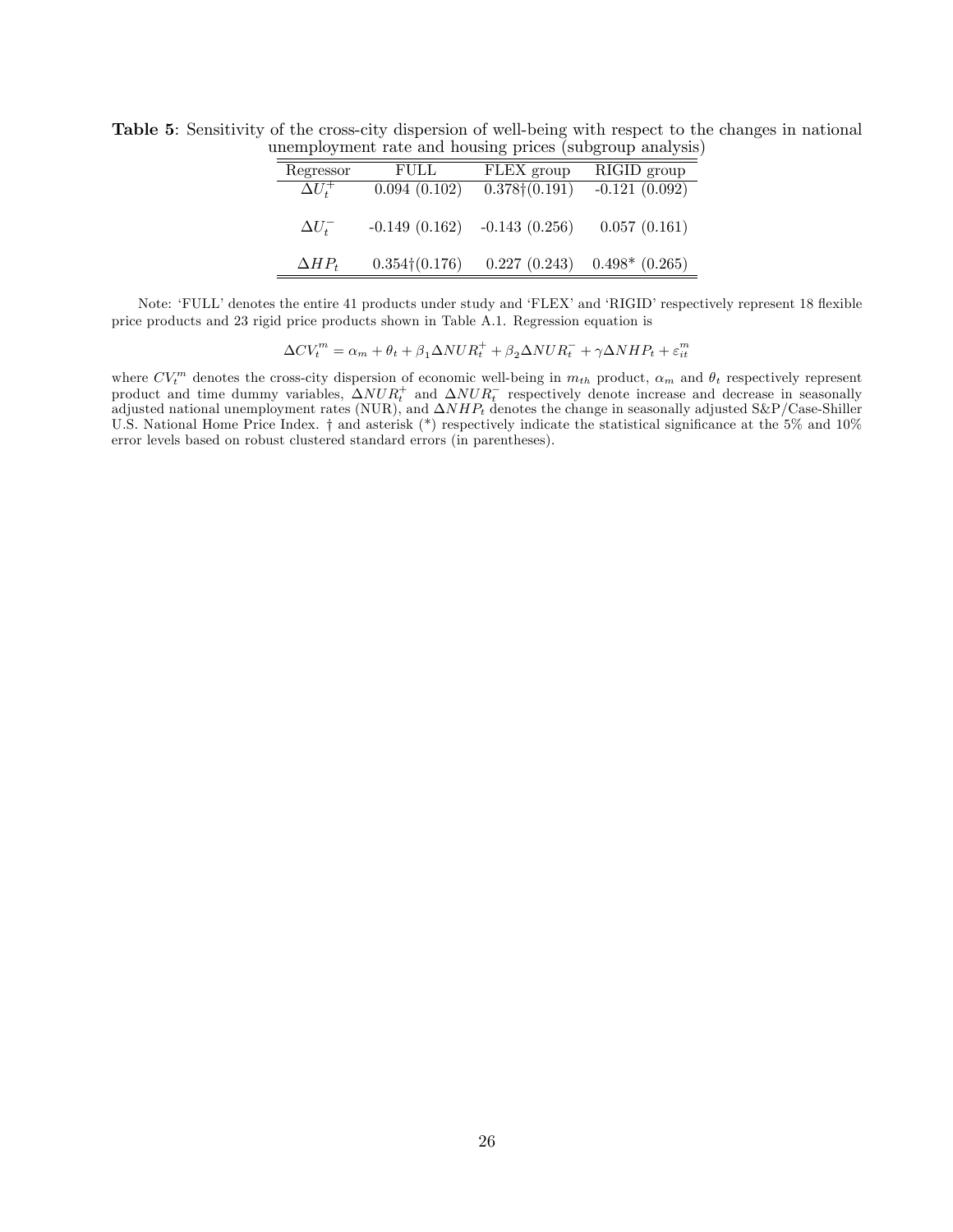**Table 5**: Sensitivity of the cross-city dispersion of well-being with respect to the changes in national unemployment rate and housing prices (subgroup analysis)

| Regressor | FULL | FLEX group | RIGID group |
|---|---|---|---|
| $\Delta U_t^+$ | 0.094 (0.102) | 0.378†(0.191) | -0.121 (0.092) |
| $\Delta U_t^-$ | -0.149 (0.162) | -0.143 (0.256) | 0.057 (0.161) |
| $\Delta HP_t$ | 0.354†(0.176) | 0.227 (0.243) | 0.498* (0.265) |

Note: 'FULL' denotes the entire 41 products under study and 'FLEX' and 'RIGID' respectively represent 18 flexible price products and 23 rigid price products shown in Table A.1. Regression equation is

$$\Delta CV_t^m = \alpha_m + \theta_t + \beta_1 \Delta NUR_t^+ + \beta_2 \Delta NUR_t^- + \gamma \Delta NHP_t + \varepsilon_{it}^m$$

where $CV_t^m$ denotes the cross-city dispersion of economic well-being in $m_{th}$ product, $\alpha_m$ and $\theta_t$ respectively represent product and time dummy variables, $\Delta NUR_t^+$ and $\Delta NUR_t^-$ respectively denote increase and decrease in seasonally adjusted national unemployment rates (NUR), and $\Delta NHP_t$ denotes the change in seasonally adjusted S&P/Case-Shiller U.S. National Home Price Index. † and asterisk (*) respectively indicate the statistical significance at the 5% and 10% error levels based on robust clustered standard errors (in parentheses).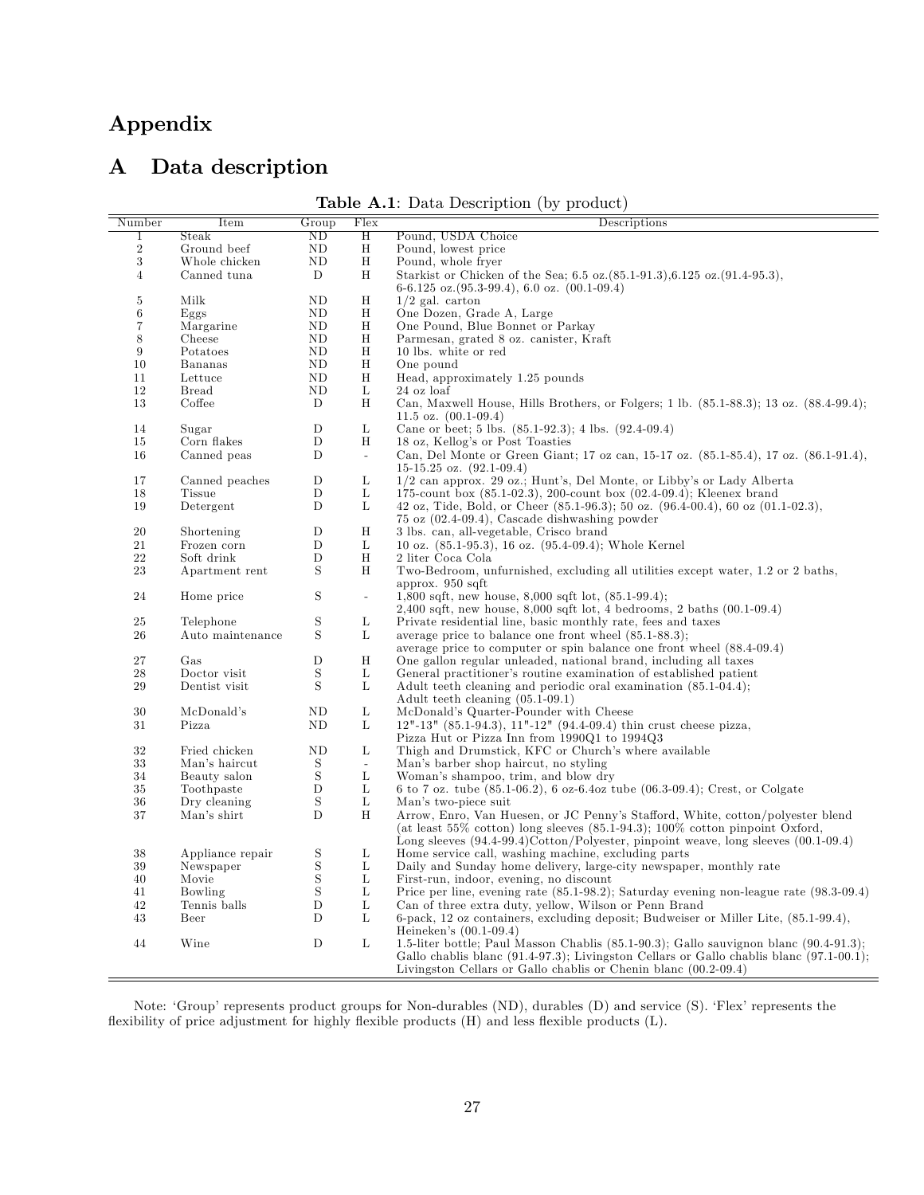# Appendix

## A Data description

**Table A.1**: Data Description (by product)

| Number | Item | Group | Flex | Descriptions |
|---|---|---|---|---|
| 1 | Steak | ND | H | Pound, USDA Choice |
| 2 | Ground beef | ND | H | Pound, lowest price |
| 3 | Whole chicken | ND | H | Pound, whole fryer |
| 4 | Canned tuna | D | H | Starkist or Chicken of the Sea; 6.5 oz.(85.1-91.3),6.125 oz.(91.4-95.3), 6-6.125 oz.(95.3-99.4), 6.0 oz. (00.1-09.4) |
| 5 | Milk | ND | H | 1/2 gal. carton |
| 6 | Eggs | ND | H | One Dozen, Grade A, Large |
| 7 | Margarine | ND | H | One Pound, Blue Bonnet or Parkay |
| 8 | Cheese | ND | H | Parmesan, grated 8 oz. canister, Kraft |
| 9 | Potatoes | ND | H | 10 lbs. white or red |
| 10 | Bananas | ND | H | One pound |
| 11 | Lettuce | ND | H | Head, approximately 1.25 pounds |
| 12 | Bread | ND | L | 24 oz loaf |
| 13 | Coffee | D | H | Can, Maxwell House, Hills Brothers, or Folgers; 1 lb. (85.1-88.3); 13 oz. (88.4-99.4); 11.5 oz. (00.1-09.4) |
| 14 | Sugar | D | L | Cane or beet; 5 lbs. (85.1-92.3); 4 lbs. (92.4-09.4) |
| 15 | Corn flakes | D | H | 18 oz, Kellog's or Post Toasties |
| 16 | Canned peas | D | - | Can, Del Monte or Green Giant; 17 oz can, 15-17 oz. (85.1-85.4), 17 oz. (86.1-91.4), 15-15.25 oz. (92.1-09.4) |
| 17 | Canned peaches | D | L | 1/2 can approx. 29 oz.; Hunt's, Del Monte, or Libby's or Lady Alberta |
| 18 | Tissue | D | L | 175-count box (85.1-02.3), 200-count box (02.4-09.4); Kleenex brand |
| 19 | Detergent | D | L | 42 oz, Tide, Bold, or Cheer (85.1-96.3); 50 oz. (96.4-00.4), 60 oz (01.1-02.3), 75 oz (02.4-09.4), Cascade dishwashing powder |
| 20 | Shortening | D | H | 3 lbs. can, all-vegetable, Crisco brand |
| 21 | Frozen corn | D | L | 10 oz. (85.1-95.3), 16 oz. (95.4-09.4); Whole Kernel |
| 22 | Soft drink | D | H | 2 liter Coca Cola |
| 23 | Apartment rent | S | H | Two-Bedroom, unfurnished, excluding all utilities except water, 1.2 or 2 baths, approx. 950 sqft |
| 24 | Home price | S | - | 1,800 sqft, new house, 8,000 sqft lot, (85.1-99.4); 2,400 sqft, new house, 8,000 sqft lot, 4 bedrooms, 2 baths (00.1-09.4) |
| 25 | Telephone | S | L | Private residential line, basic monthly rate, fees and taxes |
| 26 | Auto maintenance | S | L | average price to balance one front wheel (85.1-88.3); average price to computer or spin balance one front wheel (88.4-09.4) |
| 27 | Gas | D | H | One gallon regular unleaded, national brand, including all taxes |
| 28 | Doctor visit | S | L | General practitioner's routine examination of established patient |
| 29 | Dentist visit | S | L | Adult teeth cleaning and periodic oral examination (85.1-04.4); Adult teeth cleaning (05.1-09.1) |
| 30 | McDonald's | ND | L | McDonald's Quarter-Pounder with Cheese |
| 31 | Pizza | ND | L | 12"-13" (85.1-94.3), 11"-12" (94.4-09.4) thin crust cheese pizza, Pizza Hut or Pizza Inn from 1990Q1 to 1994Q3 |
| 32 | Fried chicken | ND | L | Thigh and Drumstick, KFC or Church's where available |
| 33 | Man's haircut | S | - | Man's barber shop haircut, no styling |
| 34 | Beauty salon | S | L | Woman's shampoo, trim, and blow dry |
| 35 | Toothpaste | D | L | 6 to 7 oz. tube (85.1-06.2), 6 oz-6.4oz tube (06.3-09.4); Crest, or Colgate |
| 36 | Dry cleaning | S | L | Man's two-piece suit |
| 37 | Man's shirt | D | H | Arrow, Enro, Van Huesen, or JC Penny's Stafford, White, cotton/polyester blend (at least 55% cotton) long sleeves (85.1-94.3); 100% cotton pinpoint Oxford, Long sleeves (94.4-99.4)Cotton/Polyester, pinpoint weave, long sleeves (00.1-09.4) |
| 38 | Appliance repair | S | L | Home service call, washing machine, excluding parts |
| 39 | Newspaper | S | L | Daily and Sunday home delivery, large-city newspaper, monthly rate |
| 40 | Movie | S | L | First-run, indoor, evening, no discount |
| 41 | Bowling | S | L | Price per line, evening rate (85.1-98.2); Saturday evening non-league rate (98.3-09.4) |
| 42 | Tennis balls | D | L | Can of three extra duty, yellow, Wilson or Penn Brand |
| 43 | Beer | D | L | 6-pack, 12 oz containers, excluding deposit; Budweiser or Miller Lite, (85.1-99.4), Heineken's (00.1-09.4) |
| 44 | Wine | D | L | 1.5-liter bottle; Paul Masson Chablis (85.1-90.3); Gallo sauvignon blanc (90.4-91.3); Gallo chablis blanc (91.4-97.3); Livingston Cellars or Gallo chablis blanc (97.1-00.1); Livingston Cellars or Gallo chablis or Chenin blanc (00.2-09.4) |

Note: 'Group' represents product groups for Non-durables (ND), durables (D) and service (S). 'Flex' represents the flexibility of price adjustment for highly flexible products (H) and less flexible products (L).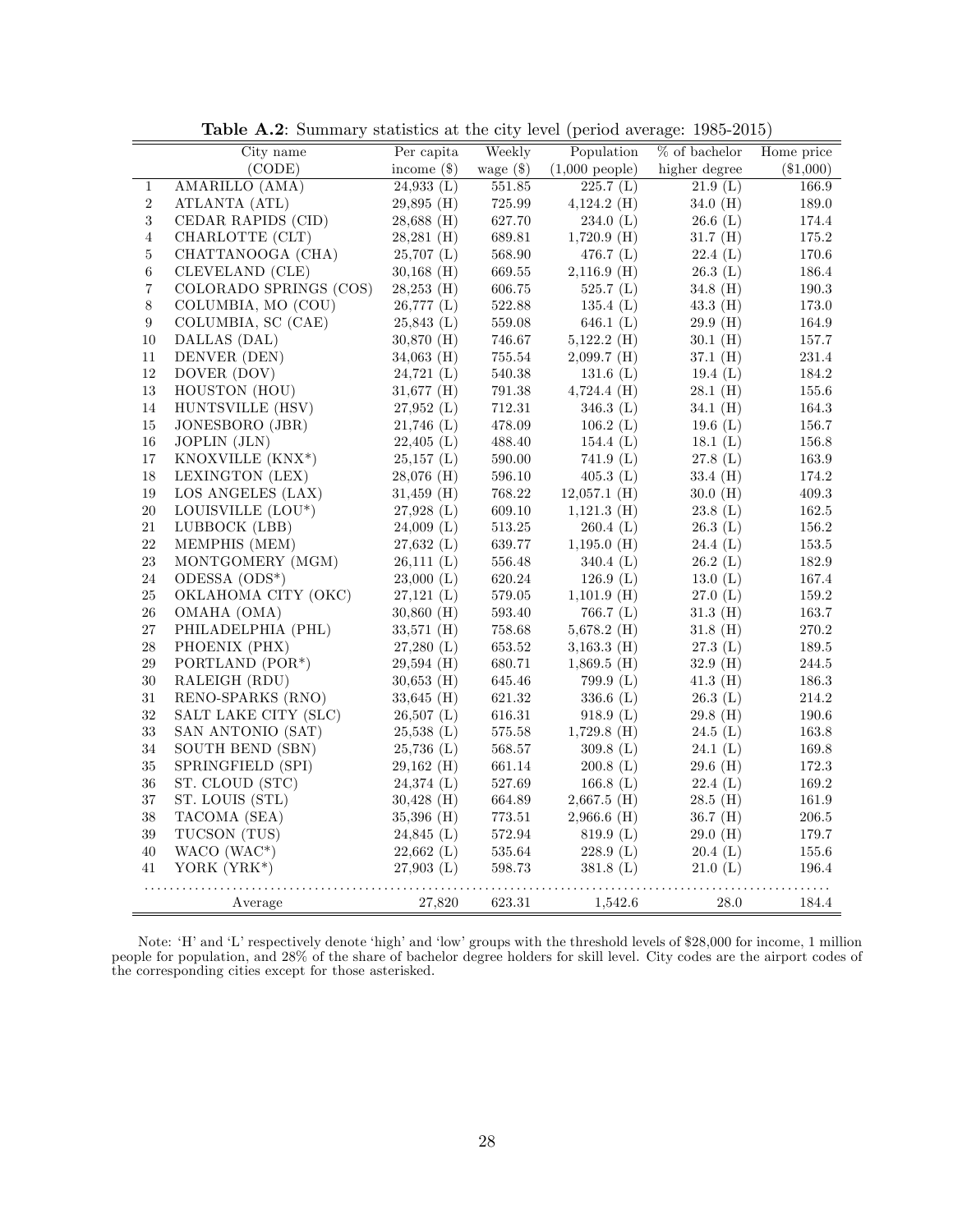**Table A.2**: Summary statistics at the city level (period average: 1985-2015)

| | City name (CODE) | Per capita income ($) | Weekly wage ($) | Population (1,000 people) | % of bachelor higher degree | Home price ($1,000) |
|---|---|---|---|---|---|---|
| 1 | AMARILLO (AMA) | 24,933 (L) | 551.85 | 225.7 (L) | 21.9 (L) | 166.9 |
| 2 | ATLANTA (ATL) | 29,895 (H) | 725.99 | 4,124.2 (H) | 34.0 (H) | 189.0 |
| 3 | CEDAR RAPIDS (CID) | 28,688 (H) | 627.70 | 234.0 (L) | 26.6 (L) | 174.4 |
| 4 | CHARLOTTE (CLT) | 28,281 (H) | 689.81 | 1,720.9 (H) | 31.7 (H) | 175.2 |
| 5 | CHATTANOOGA (CHA) | 25,707 (L) | 568.90 | 476.7 (L) | 22.4 (L) | 170.6 |
| 6 | CLEVELAND (CLE) | 30,168 (H) | 669.55 | 2,116.9 (H) | 26.3 (L) | 186.4 |
| 7 | COLORADO SPRINGS (COS) | 28,253 (H) | 606.75 | 525.7 (L) | 34.8 (H) | 190.3 |
| 8 | COLUMBIA, MO (COU) | 26,777 (L) | 522.88 | 135.4 (L) | 43.3 (H) | 173.0 |
| 9 | COLUMBIA, SC (CAE) | 25,843 (L) | 559.08 | 646.1 (L) | 29.9 (H) | 164.9 |
| 10 | DALLAS (DAL) | 30,870 (H) | 746.67 | 5,122.2 (H) | 30.1 (H) | 157.7 |
| 11 | DENVER (DEN) | 34,063 (H) | 755.54 | 2,099.7 (H) | 37.1 (H) | 231.4 |
| 12 | DOVER (DOV) | 24,721 (L) | 540.38 | 131.6 (L) | 19.4 (L) | 184.2 |
| 13 | HOUSTON (HOU) | 31,677 (H) | 791.38 | 4,724.4 (H) | 28.1 (H) | 155.6 |
| 14 | HUNTSVILLE (HSV) | 27,952 (L) | 712.31 | 346.3 (L) | 34.1 (H) | 164.3 |
| 15 | JONESBORO (JBR) | 21,746 (L) | 478.09 | 106.2 (L) | 19.6 (L) | 156.7 |
| 16 | JOPLIN (JLN) | 22,405 (L) | 488.40 | 154.4 (L) | 18.1 (L) | 156.8 |
| 17 | KNOXVILLE (KNX*) | 25,157 (L) | 590.00 | 741.9 (L) | 27.8 (L) | 163.9 |
| 18 | LEXINGTON (LEX) | 28,076 (H) | 596.10 | 405.3 (L) | 33.4 (H) | 174.2 |
| 19 | LOS ANGELES (LAX) | 31,459 (H) | 768.22 | 12,057.1 (H) | 30.0 (H) | 409.3 |
| 20 | LOUISVILLE (LOU*) | 27,928 (L) | 609.10 | 1,121.3 (H) | 23.8 (L) | 162.5 |
| 21 | LUBBOCK (LBB) | 24,009 (L) | 513.25 | 260.4 (L) | 26.3 (L) | 156.2 |
| 22 | MEMPHIS (MEM) | 27,632 (L) | 639.77 | 1,195.0 (H) | 24.4 (L) | 153.5 |
| 23 | MONTGOMERY (MGM) | 26,111 (L) | 556.48 | 340.4 (L) | 26.2 (L) | 182.9 |
| 24 | ODESSA (ODS*) | 23,000 (L) | 620.24 | 126.9 (L) | 13.0 (L) | 167.4 |
| 25 | OKLAHOMA CITY (OKC) | 27,121 (L) | 579.05 | 1,101.9 (H) | 27.0 (L) | 159.2 |
| 26 | OMAHA (OMA) | 30,860 (H) | 593.40 | 766.7 (L) | 31.3 (H) | 163.7 |
| 27 | PHILADELPHIA (PHL) | 33,571 (H) | 758.68 | 5,678.2 (H) | 31.8 (H) | 270.2 |
| 28 | PHOENIX (PHX) | 27,280 (L) | 653.52 | 3,163.3 (H) | 27.3 (L) | 189.5 |
| 29 | PORTLAND (POR*) | 29,594 (H) | 680.71 | 1,869.5 (H) | 32.9 (H) | 244.5 |
| 30 | RALEIGH (RDU) | 30,653 (H) | 645.46 | 799.9 (L) | 41.3 (H) | 186.3 |
| 31 | RENO-SPARKS (RNO) | 33,645 (H) | 621.32 | 336.6 (L) | 26.3 (L) | 214.2 |
| 32 | SALT LAKE CITY (SLC) | 26,507 (L) | 616.31 | 918.9 (L) | 29.8 (H) | 190.6 |
| 33 | SAN ANTONIO (SAT) | 25,538 (L) | 575.58 | 1,729.8 (H) | 24.5 (L) | 163.8 |
| 34 | SOUTH BEND (SBN) | 25,736 (L) | 568.57 | 309.8 (L) | 24.1 (L) | 169.8 |
| 35 | SPRINGFIELD (SPI) | 29,162 (H) | 661.14 | 200.8 (L) | 29.6 (H) | 172.3 |
| 36 | ST. CLOUD (STC) | 24,374 (L) | 527.69 | 166.8 (L) | 22.4 (L) | 169.2 |
| 37 | ST. LOUIS (STL) | 30,428 (H) | 664.89 | 2,667.5 (H) | 28.5 (H) | 161.9 |
| 38 | TACOMA (SEA) | 35,396 (H) | 773.51 | 2,966.6 (H) | 36.7 (H) | 206.5 |
| 39 | TUCSON (TUS) | 24,845 (L) | 572.94 | 819.9 (L) | 29.0 (H) | 179.7 |
| 40 | WACO (WAC*) | 22,662 (L) | 535.64 | 228.9 (L) | 20.4 (L) | 155.6 |
| 41 | YORK (YRK*) | 27,903 (L) | 598.73 | 381.8 (L) | 21.0 (L) | 196.4 |
| | Average | 27,820 | 623.31 | 1,542.6 | 28.0 | 184.4 |

Note: 'H' and 'L' respectively denote 'high' and 'low' groups with the threshold levels of $28,000 for income, 1 million people for population, and 28% of the share of bachelor degree holders for skill level. City codes are the airport codes of the corresponding cities except for those asterisked.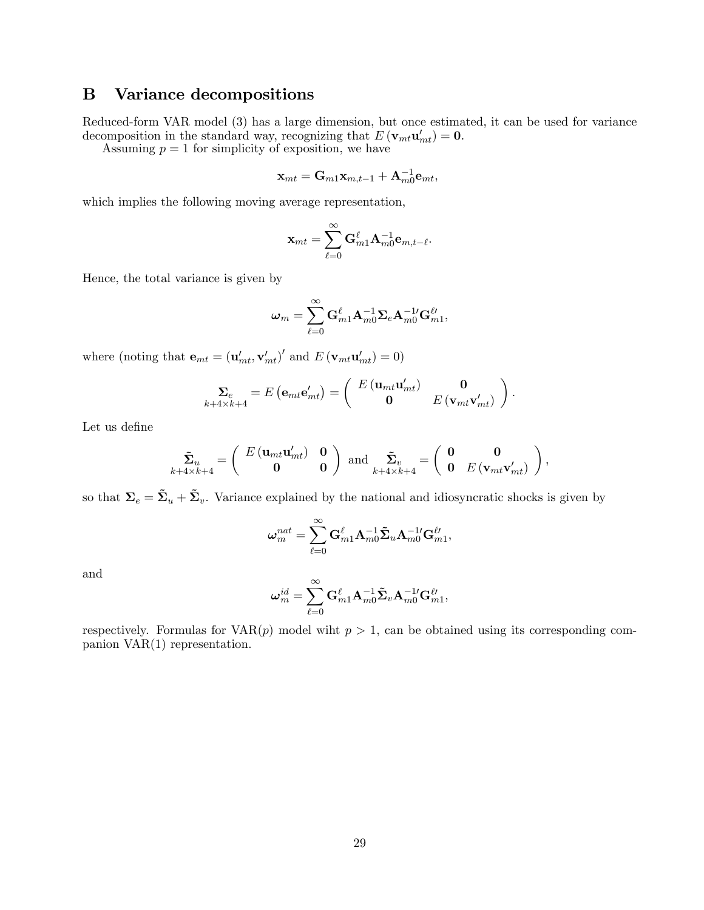# B Variance decompositions

Reduced-form VAR model (3) has a large dimension, but once estimated, it can be used for variance decomposition in the standard way, recognizing that $E(\mathbf{v}_{mt}\mathbf{u}'_{mt}) = \mathbf{0}$.

Assuming $p = 1$ for simplicity of exposition, we have

$$\mathbf{x}_{mt} = \mathbf{G}_{m1}\mathbf{x}_{m,t-1} + \mathbf{A}_{m0}^{-1}\mathbf{e}_{mt},$$

which implies the following moving average representation,

$$\mathbf{x}_{mt} = \sum_{\ell=0}^{\infty} \mathbf{G}_{m1}^{\ell}\mathbf{A}_{m0}^{-1}\mathbf{e}_{m,t-\ell}.$$

Hence, the total variance is given by

$$\boldsymbol{\omega}_m = \sum_{\ell=0}^{\infty} \mathbf{G}_{m1}^{\ell}\mathbf{A}_{m0}^{-1}\boldsymbol{\Sigma}_e\mathbf{A}_{m0}^{-1\prime}\mathbf{G}_{m1}^{\ell\prime},$$

where (noting that $\mathbf{e}_{mt} = (\mathbf{u}'_{mt}, \mathbf{v}'_{mt})'$ and $E(\mathbf{v}_{mt}\mathbf{u}'_{mt}) = 0$)

$$\underset{k+4\times k+4}{\boldsymbol{\Sigma}_e} = E\left(\mathbf{e}_{mt}\mathbf{e}'_{mt}\right) = \begin{pmatrix} E\left(\mathbf{u}_{mt}\mathbf{u}'_{mt}\right) & \mathbf{0} \\ \mathbf{0} & E\left(\mathbf{v}_{mt}\mathbf{v}'_{mt}\right) \end{pmatrix}.$$

Let us define

$$\underset{k+4\times k+4}{\tilde{\boldsymbol{\Sigma}}_u} = \begin{pmatrix} E\left(\mathbf{u}_{mt}\mathbf{u}'_{mt}\right) & \mathbf{0} \\ \mathbf{0} & \mathbf{0} \end{pmatrix} \text{ and } \underset{k+4\times k+4}{\tilde{\boldsymbol{\Sigma}}_v} = \begin{pmatrix} \mathbf{0} & \mathbf{0} \\ \mathbf{0} & E\left(\mathbf{v}_{mt}\mathbf{v}'_{mt}\right) \end{pmatrix},$$

so that $\boldsymbol{\Sigma}_e = \tilde{\boldsymbol{\Sigma}}_u + \tilde{\boldsymbol{\Sigma}}_v$. Variance explained by the national and idiosyncratic shocks is given by

$$\boldsymbol{\omega}_m^{nat} = \sum_{\ell=0}^{\infty} \mathbf{G}_{m1}^{\ell}\mathbf{A}_{m0}^{-1}\tilde{\boldsymbol{\Sigma}}_u\mathbf{A}_{m0}^{-1\prime}\mathbf{G}_{m1}^{\ell\prime},$$

and

$$\boldsymbol{\omega}_m^{id} = \sum_{\ell=0}^{\infty} \mathbf{G}_{m1}^{\ell}\mathbf{A}_{m0}^{-1}\tilde{\boldsymbol{\Sigma}}_v\mathbf{A}_{m0}^{-1\prime}\mathbf{G}_{m1}^{\ell\prime},$$

respectively. Formulas for VAR($p$) model wiht $p > 1$, can be obtained using its corresponding companion VAR(1) representation.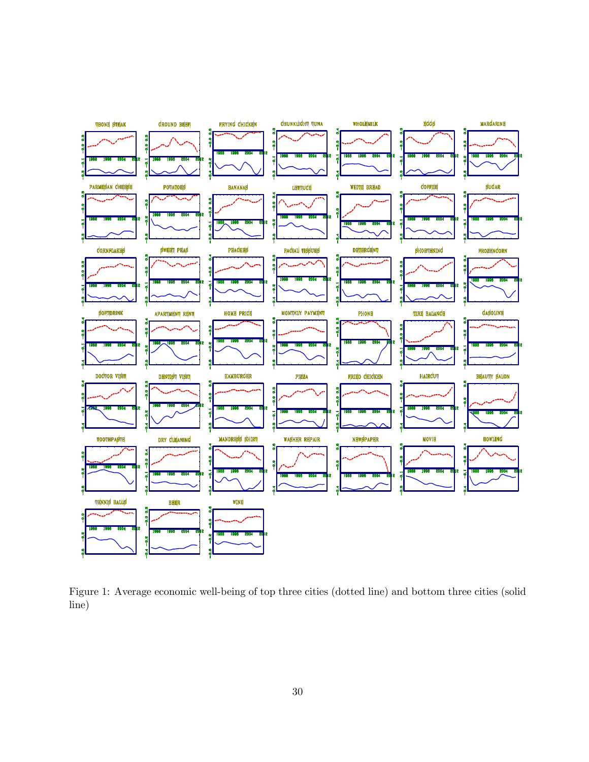Figure 1: Average economic well-being of top three cities (dotted line) and bottom three cities (solid line)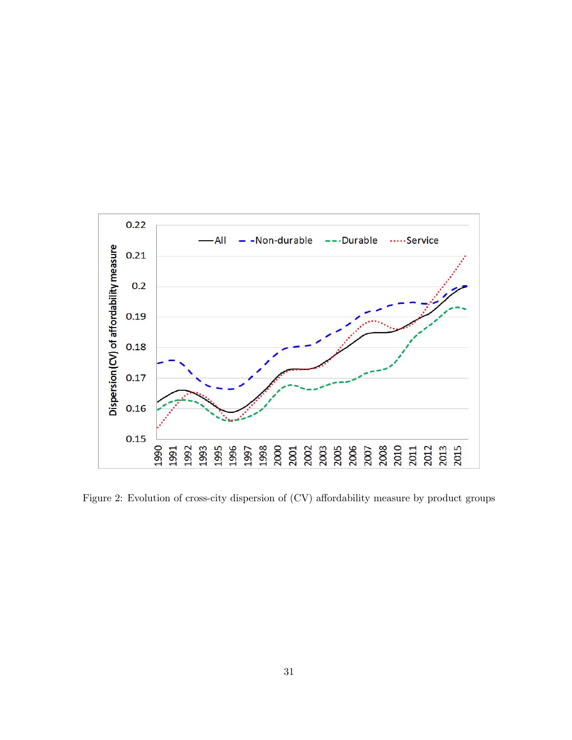Figure 2: Evolution of cross-city dispersion of (CV) affordability measure by product groups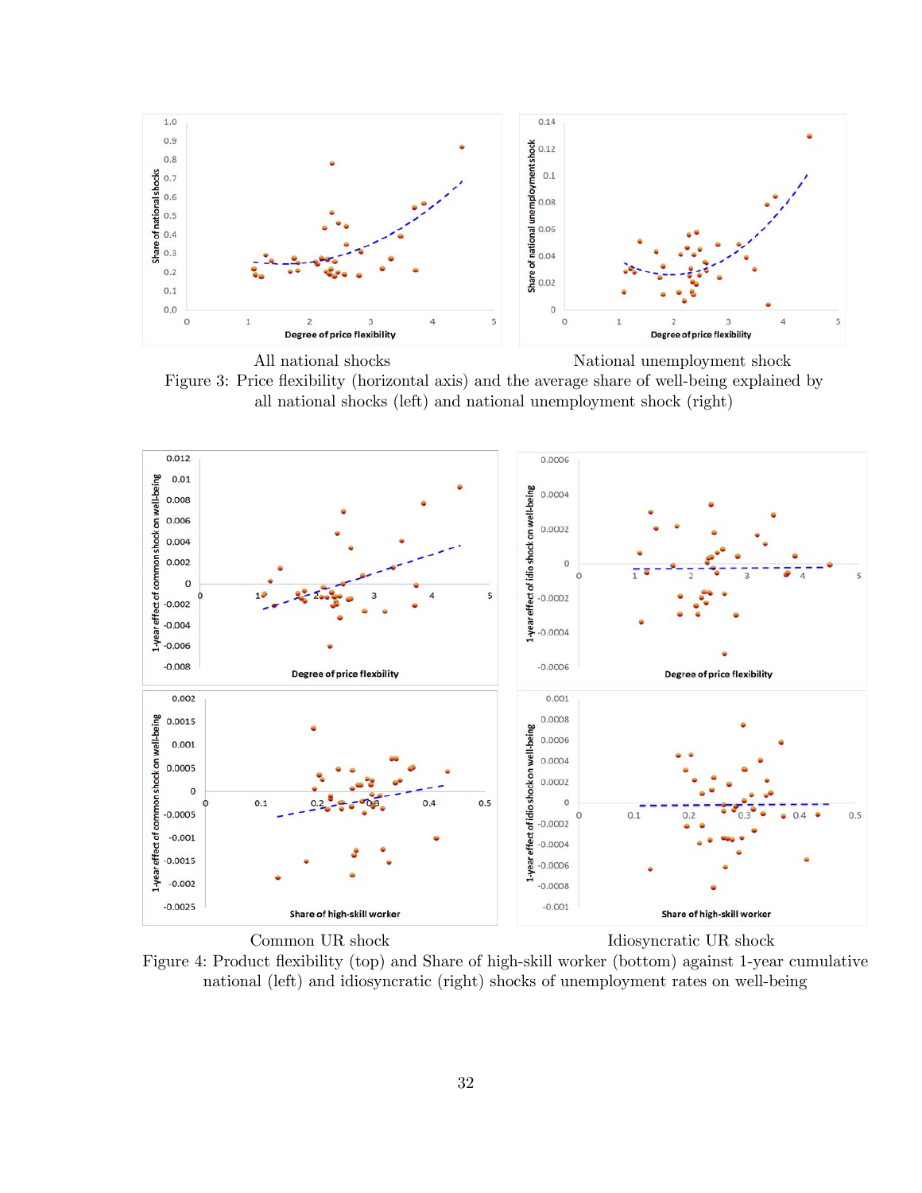Share of national shocks

1.0
0.9
0.8
0.7
0.6
0.5
0.4
0.3
0.2
0.1
0.0

0 1 2 3 4 5

Degree of price flexibility

Share of national unemployment shock

0.14
0.12
0.1
0.08
0.06
0.04
0.02
0

0 1 2 3 4 5

Degree of price flexibility

All national shocks

National unemployment shock

Figure 3: Price flexibility (horizontal axis) and the average share of well-being explained by all national shocks (left) and national unemployment shock (right)

1-year effect of common shock on well-being

0.012
0.01
0.008
0.006
0.004
0.002
0
-0.002
-0.004
-0.006
-0.008

0 1 2 3 4 5

Degree of price flexbility

1-year effect of idio shock on well-being

0.0006
0.0004
0.0002
0
-0.0002
-0.0004
-0.0006

0 1 2 3 4 5

Degree of price flexibility

1-year effect of common shock on well-being

0.002
0.0015
0.001
0.0005
0
-0.0005
-0.001
-0.0015
-0.002
-0.0025

0 0.1 0.2 0.3 0.4 0.5

Share of high-skill worker

1-year effect of idio shock on well-being

0.001
0.0008
0.0006
0.0004
0.0002
0
-0.0002
-0.0004
-0.0006
-0.0008
-0.001

0 0.1 0.2 0.3 0.4 0.5

Share of high-skill worker

Common UR shock

Idiosyncratic UR shock

Figure 4: Product flexibility (top) and Share of high-skill worker (bottom) against 1-year cumulative national (left) and idiosyncratic (right) shocks of unemployment rates on well-being